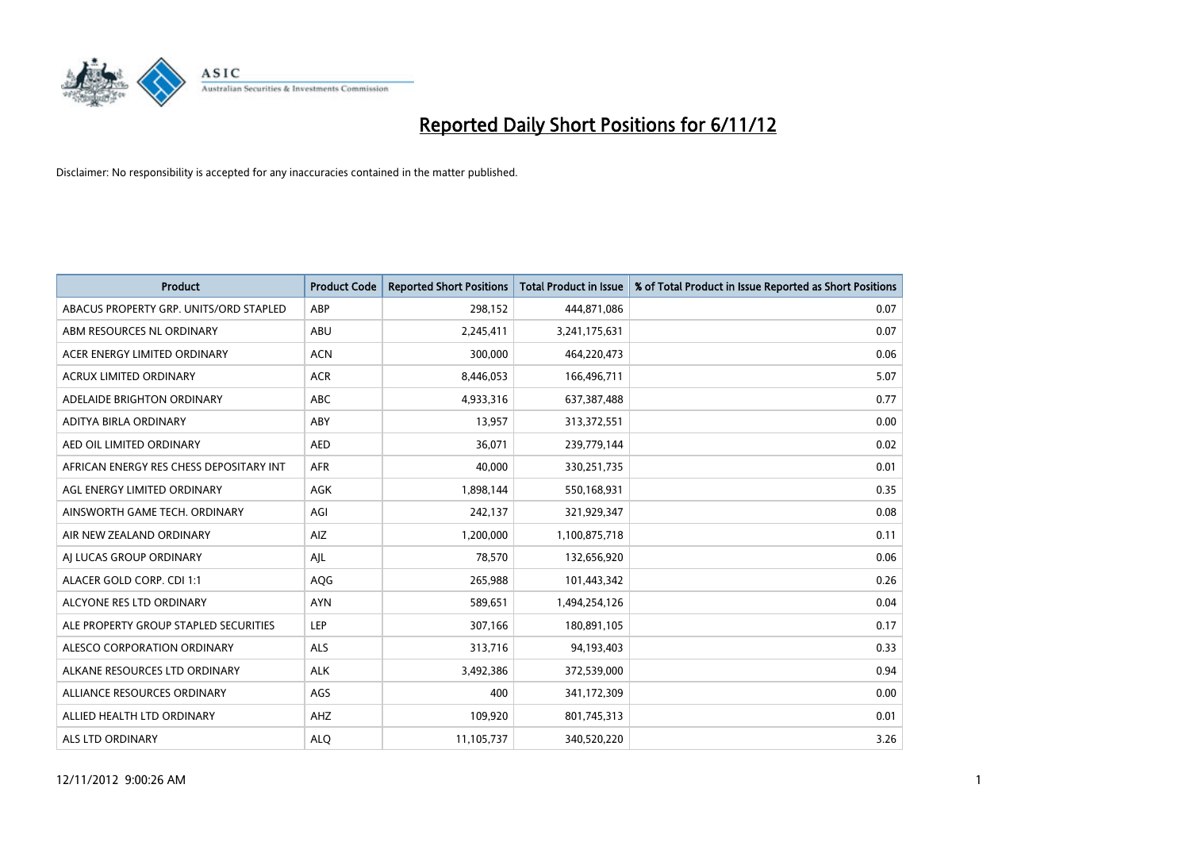# Reported Daily Short Positions for 6/11/12

Disclaimer: No responsibility is accepted for any inaccuracies contained in the matter published.

| Product | Product Code | Reported Short Positions | Total Product in Issue | % of Total Product in Issue Reported as Short Positions |
|---|---|---|---|---|
| ABACUS PROPERTY GRP. UNITS/ORD STAPLED | ABP | 298,152 | 444,871,086 | 0.07 |
| ABM RESOURCES NL ORDINARY | ABU | 2,245,411 | 3,241,175,631 | 0.07 |
| ACER ENERGY LIMITED ORDINARY | ACN | 300,000 | 464,220,473 | 0.06 |
| ACRUX LIMITED ORDINARY | ACR | 8,446,053 | 166,496,711 | 5.07 |
| ADELAIDE BRIGHTON ORDINARY | ABC | 4,933,316 | 637,387,488 | 0.77 |
| ADITYA BIRLA ORDINARY | ABY | 13,957 | 313,372,551 | 0.00 |
| AED OIL LIMITED ORDINARY | AED | 36,071 | 239,779,144 | 0.02 |
| AFRICAN ENERGY RES CHESS DEPOSITARY INT | AFR | 40,000 | 330,251,735 | 0.01 |
| AGL ENERGY LIMITED ORDINARY | AGK | 1,898,144 | 550,168,931 | 0.35 |
| AINSWORTH GAME TECH. ORDINARY | AGI | 242,137 | 321,929,347 | 0.08 |
| AIR NEW ZEALAND ORDINARY | AIZ | 1,200,000 | 1,100,875,718 | 0.11 |
| AJ LUCAS GROUP ORDINARY | AJL | 78,570 | 132,656,920 | 0.06 |
| ALACER GOLD CORP. CDI 1:1 | AQG | 265,988 | 101,443,342 | 0.26 |
| ALCYONE RES LTD ORDINARY | AYN | 589,651 | 1,494,254,126 | 0.04 |
| ALE PROPERTY GROUP STAPLED SECURITIES | LEP | 307,166 | 180,891,105 | 0.17 |
| ALESCO CORPORATION ORDINARY | ALS | 313,716 | 94,193,403 | 0.33 |
| ALKANE RESOURCES LTD ORDINARY | ALK | 3,492,386 | 372,539,000 | 0.94 |
| ALLIANCE RESOURCES ORDINARY | AGS | 400 | 341,172,309 | 0.00 |
| ALLIED HEALTH LTD ORDINARY | AHZ | 109,920 | 801,745,313 | 0.01 |
| ALS LTD ORDINARY | ALQ | 11,105,737 | 340,520,220 | 3.26 |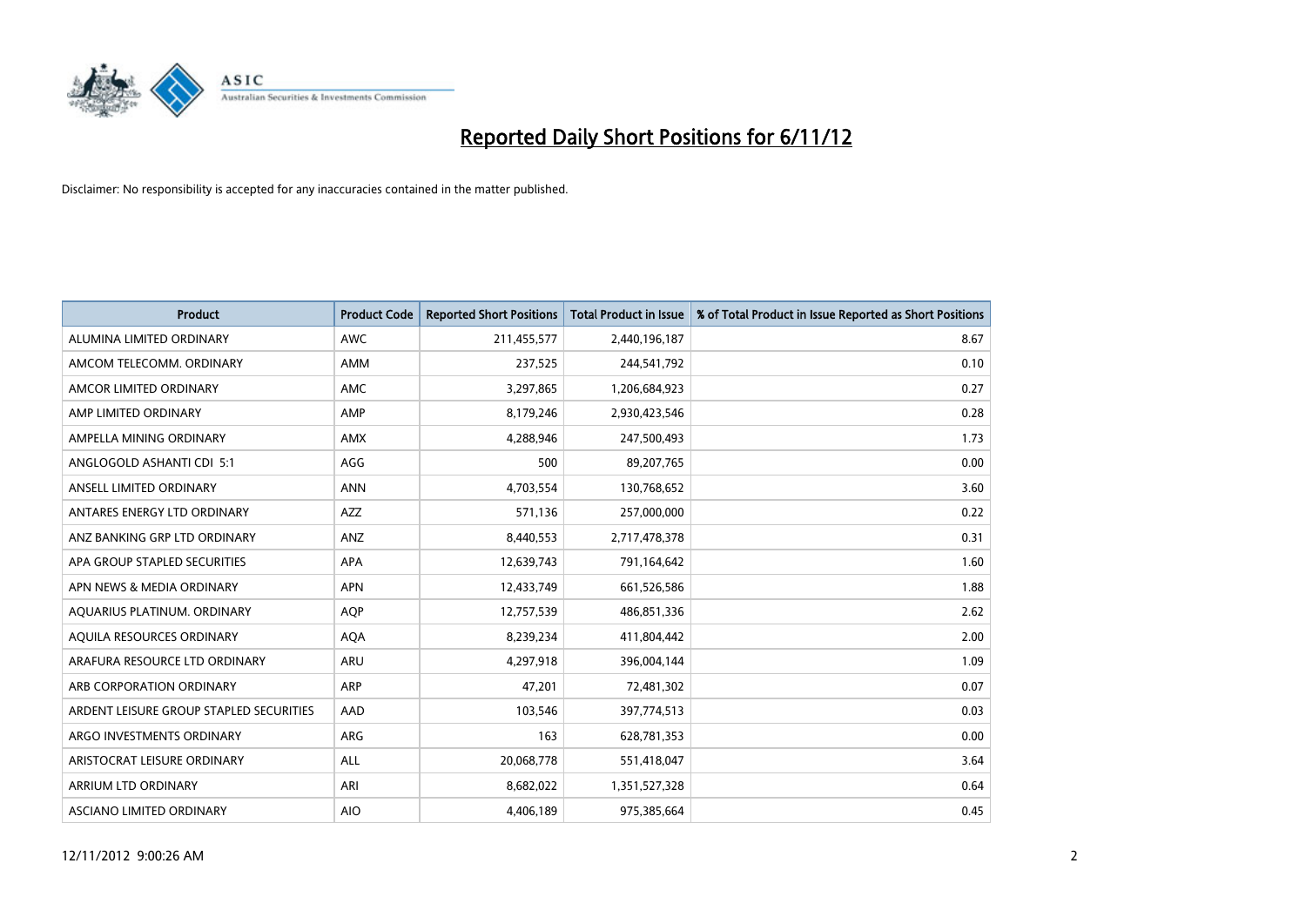# Reported Daily Short Positions for 6/11/12

Disclaimer: No responsibility is accepted for any inaccuracies contained in the matter published.

| Product | Product Code | Reported Short Positions | Total Product in Issue | % of Total Product in Issue Reported as Short Positions |
|---|---|---|---|---|
| ALUMINA LIMITED ORDINARY | AWC | 211,455,577 | 2,440,196,187 | 8.67 |
| AMCOM TELECOMM. ORDINARY | AMM | 237,525 | 244,541,792 | 0.10 |
| AMCOR LIMITED ORDINARY | AMC | 3,297,865 | 1,206,684,923 | 0.27 |
| AMP LIMITED ORDINARY | AMP | 8,179,246 | 2,930,423,546 | 0.28 |
| AMPELLA MINING ORDINARY | AMX | 4,288,946 | 247,500,493 | 1.73 |
| ANGLOGOLD ASHANTI CDI 5:1 | AGG | 500 | 89,207,765 | 0.00 |
| ANSELL LIMITED ORDINARY | ANN | 4,703,554 | 130,768,652 | 3.60 |
| ANTARES ENERGY LTD ORDINARY | AZZ | 571,136 | 257,000,000 | 0.22 |
| ANZ BANKING GRP LTD ORDINARY | ANZ | 8,440,553 | 2,717,478,378 | 0.31 |
| APA GROUP STAPLED SECURITIES | APA | 12,639,743 | 791,164,642 | 1.60 |
| APN NEWS & MEDIA ORDINARY | APN | 12,433,749 | 661,526,586 | 1.88 |
| AQUARIUS PLATINUM. ORDINARY | AQP | 12,757,539 | 486,851,336 | 2.62 |
| AQUILA RESOURCES ORDINARY | AQA | 8,239,234 | 411,804,442 | 2.00 |
| ARAFURA RESOURCE LTD ORDINARY | ARU | 4,297,918 | 396,004,144 | 1.09 |
| ARB CORPORATION ORDINARY | ARP | 47,201 | 72,481,302 | 0.07 |
| ARDENT LEISURE GROUP STAPLED SECURITIES | AAD | 103,546 | 397,774,513 | 0.03 |
| ARGO INVESTMENTS ORDINARY | ARG | 163 | 628,781,353 | 0.00 |
| ARISTOCRAT LEISURE ORDINARY | ALL | 20,068,778 | 551,418,047 | 3.64 |
| ARRIUM LTD ORDINARY | ARI | 8,682,022 | 1,351,527,328 | 0.64 |
| ASCIANO LIMITED ORDINARY | AIO | 4,406,189 | 975,385,664 | 0.45 |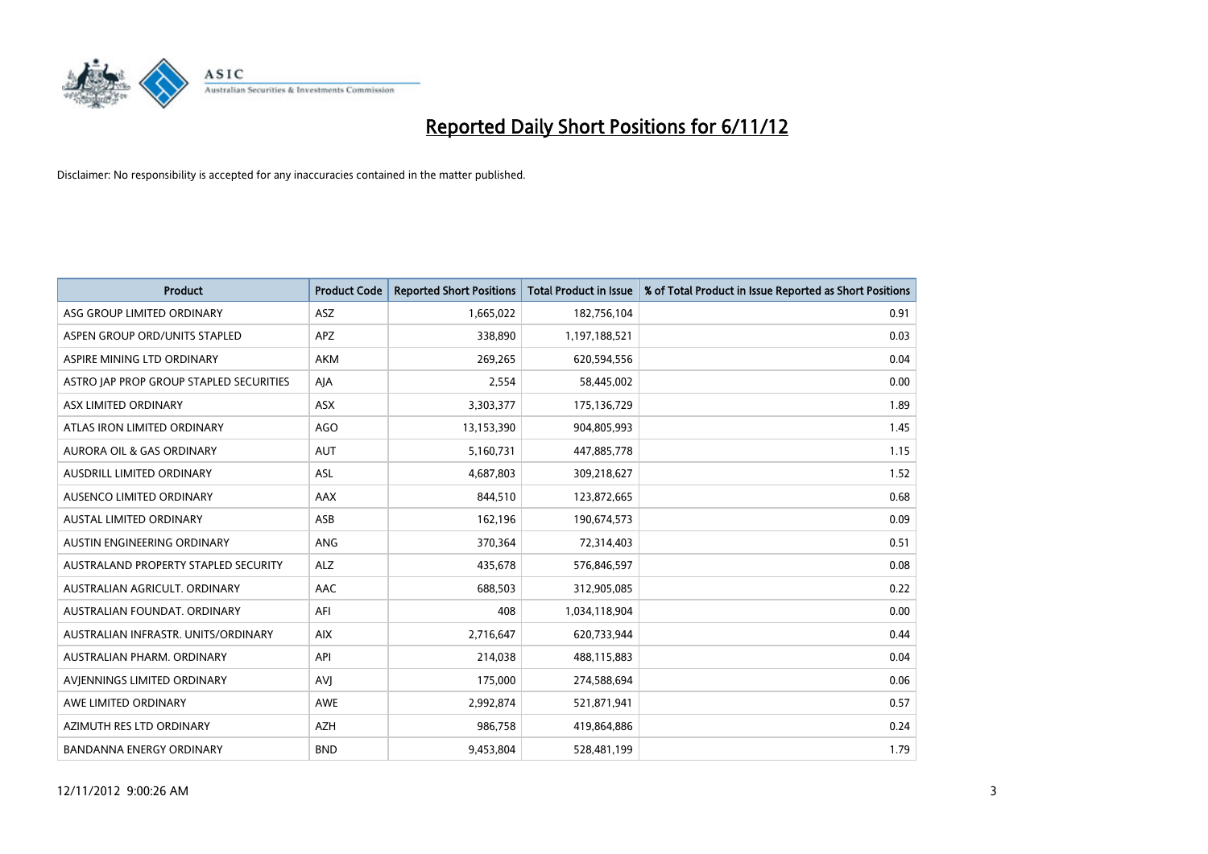# Reported Daily Short Positions for 6/11/12

Disclaimer: No responsibility is accepted for any inaccuracies contained in the matter published.

| Product | Product Code | Reported Short Positions | Total Product in Issue | % of Total Product in Issue Reported as Short Positions |
|---|---|---|---|---|
| ASG GROUP LIMITED ORDINARY | ASZ | 1,665,022 | 182,756,104 | 0.91 |
| ASPEN GROUP ORD/UNITS STAPLED | APZ | 338,890 | 1,197,188,521 | 0.03 |
| ASPIRE MINING LTD ORDINARY | AKM | 269,265 | 620,594,556 | 0.04 |
| ASTRO JAP PROP GROUP STAPLED SECURITIES | AJA | 2,554 | 58,445,002 | 0.00 |
| ASX LIMITED ORDINARY | ASX | 3,303,377 | 175,136,729 | 1.89 |
| ATLAS IRON LIMITED ORDINARY | AGO | 13,153,390 | 904,805,993 | 1.45 |
| AURORA OIL & GAS ORDINARY | AUT | 5,160,731 | 447,885,778 | 1.15 |
| AUSDRILL LIMITED ORDINARY | ASL | 4,687,803 | 309,218,627 | 1.52 |
| AUSENCO LIMITED ORDINARY | AAX | 844,510 | 123,872,665 | 0.68 |
| AUSTAL LIMITED ORDINARY | ASB | 162,196 | 190,674,573 | 0.09 |
| AUSTIN ENGINEERING ORDINARY | ANG | 370,364 | 72,314,403 | 0.51 |
| AUSTRALAND PROPERTY STAPLED SECURITY | ALZ | 435,678 | 576,846,597 | 0.08 |
| AUSTRALIAN AGRICULT. ORDINARY | AAC | 688,503 | 312,905,085 | 0.22 |
| AUSTRALIAN FOUNDAT. ORDINARY | AFI | 408 | 1,034,118,904 | 0.00 |
| AUSTRALIAN INFRASTR. UNITS/ORDINARY | AIX | 2,716,647 | 620,733,944 | 0.44 |
| AUSTRALIAN PHARM. ORDINARY | API | 214,038 | 488,115,883 | 0.04 |
| AVJENNINGS LIMITED ORDINARY | AVJ | 175,000 | 274,588,694 | 0.06 |
| AWE LIMITED ORDINARY | AWE | 2,992,874 | 521,871,941 | 0.57 |
| AZIMUTH RES LTD ORDINARY | AZH | 986,758 | 419,864,886 | 0.24 |
| BANDANNA ENERGY ORDINARY | BND | 9,453,804 | 528,481,199 | 1.79 |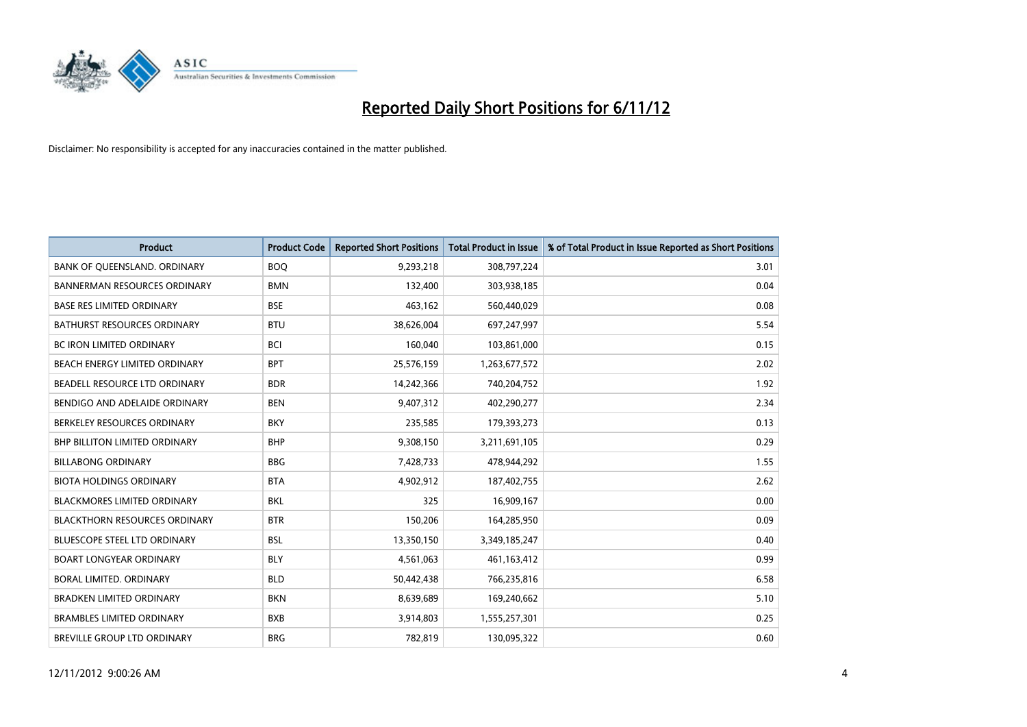# Reported Daily Short Positions for 6/11/12

Disclaimer: No responsibility is accepted for any inaccuracies contained in the matter published.

| Product | Product Code | Reported Short Positions | Total Product in Issue | % of Total Product in Issue Reported as Short Positions |
|---|---|---|---|---|
| BANK OF QUEENSLAND. ORDINARY | BOQ | 9,293,218 | 308,797,224 | 3.01 |
| BANNERMAN RESOURCES ORDINARY | BMN | 132,400 | 303,938,185 | 0.04 |
| BASE RES LIMITED ORDINARY | BSE | 463,162 | 560,440,029 | 0.08 |
| BATHURST RESOURCES ORDINARY | BTU | 38,626,004 | 697,247,997 | 5.54 |
| BC IRON LIMITED ORDINARY | BCI | 160,040 | 103,861,000 | 0.15 |
| BEACH ENERGY LIMITED ORDINARY | BPT | 25,576,159 | 1,263,677,572 | 2.02 |
| BEADELL RESOURCE LTD ORDINARY | BDR | 14,242,366 | 740,204,752 | 1.92 |
| BENDIGO AND ADELAIDE ORDINARY | BEN | 9,407,312 | 402,290,277 | 2.34 |
| BERKELEY RESOURCES ORDINARY | BKY | 235,585 | 179,393,273 | 0.13 |
| BHP BILLITON LIMITED ORDINARY | BHP | 9,308,150 | 3,211,691,105 | 0.29 |
| BILLABONG ORDINARY | BBG | 7,428,733 | 478,944,292 | 1.55 |
| BIOTA HOLDINGS ORDINARY | BTA | 4,902,912 | 187,402,755 | 2.62 |
| BLACKMORES LIMITED ORDINARY | BKL | 325 | 16,909,167 | 0.00 |
| BLACKTHORN RESOURCES ORDINARY | BTR | 150,206 | 164,285,950 | 0.09 |
| BLUESCOPE STEEL LTD ORDINARY | BSL | 13,350,150 | 3,349,185,247 | 0.40 |
| BOART LONGYEAR ORDINARY | BLY | 4,561,063 | 461,163,412 | 0.99 |
| BORAL LIMITED. ORDINARY | BLD | 50,442,438 | 766,235,816 | 6.58 |
| BRADKEN LIMITED ORDINARY | BKN | 8,639,689 | 169,240,662 | 5.10 |
| BRAMBLES LIMITED ORDINARY | BXB | 3,914,803 | 1,555,257,301 | 0.25 |
| BREVILLE GROUP LTD ORDINARY | BRG | 782,819 | 130,095,322 | 0.60 |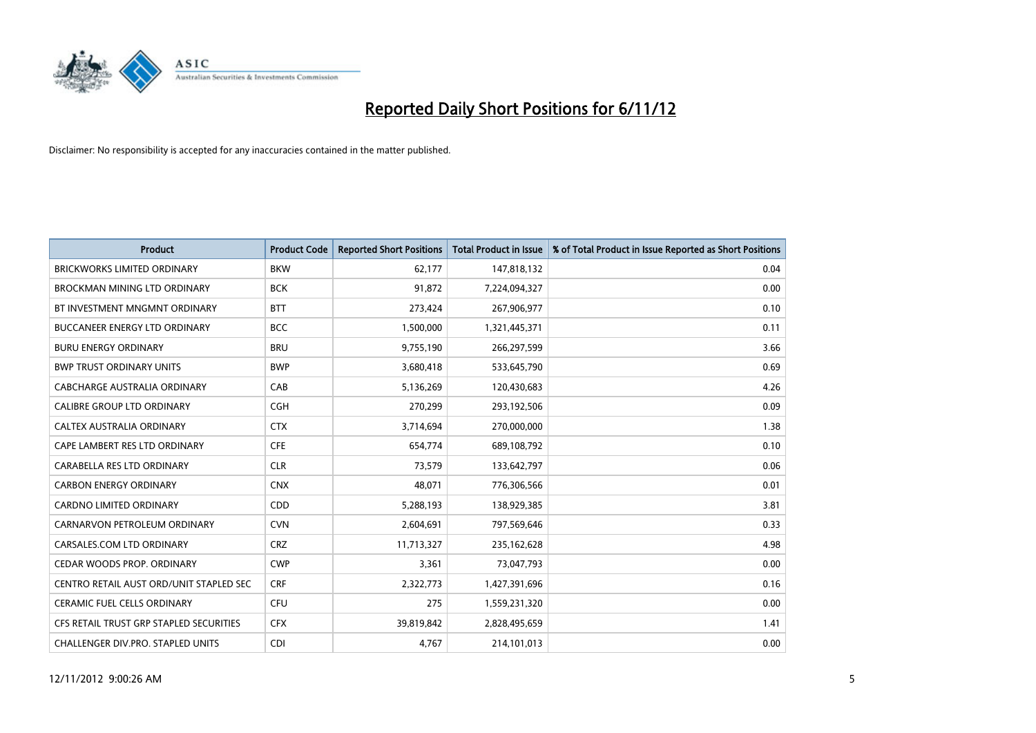# Reported Daily Short Positions for 6/11/12

Disclaimer: No responsibility is accepted for any inaccuracies contained in the matter published.

| Product | Product Code | Reported Short Positions | Total Product in Issue | % of Total Product in Issue Reported as Short Positions |
|---|---|---|---|---|
| BRICKWORKS LIMITED ORDINARY | BKW | 62,177 | 147,818,132 | 0.04 |
| BROCKMAN MINING LTD ORDINARY | BCK | 91,872 | 7,224,094,327 | 0.00 |
| BT INVESTMENT MNGMNT ORDINARY | BTT | 273,424 | 267,906,977 | 0.10 |
| BUCCANEER ENERGY LTD ORDINARY | BCC | 1,500,000 | 1,321,445,371 | 0.11 |
| BURU ENERGY ORDINARY | BRU | 9,755,190 | 266,297,599 | 3.66 |
| BWP TRUST ORDINARY UNITS | BWP | 3,680,418 | 533,645,790 | 0.69 |
| CABCHARGE AUSTRALIA ORDINARY | CAB | 5,136,269 | 120,430,683 | 4.26 |
| CALIBRE GROUP LTD ORDINARY | CGH | 270,299 | 293,192,506 | 0.09 |
| CALTEX AUSTRALIA ORDINARY | CTX | 3,714,694 | 270,000,000 | 1.38 |
| CAPE LAMBERT RES LTD ORDINARY | CFE | 654,774 | 689,108,792 | 0.10 |
| CARABELLA RES LTD ORDINARY | CLR | 73,579 | 133,642,797 | 0.06 |
| CARBON ENERGY ORDINARY | CNX | 48,071 | 776,306,566 | 0.01 |
| CARDNO LIMITED ORDINARY | CDD | 5,288,193 | 138,929,385 | 3.81 |
| CARNARVON PETROLEUM ORDINARY | CVN | 2,604,691 | 797,569,646 | 0.33 |
| CARSALES.COM LTD ORDINARY | CRZ | 11,713,327 | 235,162,628 | 4.98 |
| CEDAR WOODS PROP. ORDINARY | CWP | 3,361 | 73,047,793 | 0.00 |
| CENTRO RETAIL AUST ORD/UNIT STAPLED SEC | CRF | 2,322,773 | 1,427,391,696 | 0.16 |
| CERAMIC FUEL CELLS ORDINARY | CFU | 275 | 1,559,231,320 | 0.00 |
| CFS RETAIL TRUST GRP STAPLED SECURITIES | CFX | 39,819,842 | 2,828,495,659 | 1.41 |
| CHALLENGER DIV.PRO. STAPLED UNITS | CDI | 4,767 | 214,101,013 | 0.00 |

12/11/2012 9:00:26 AM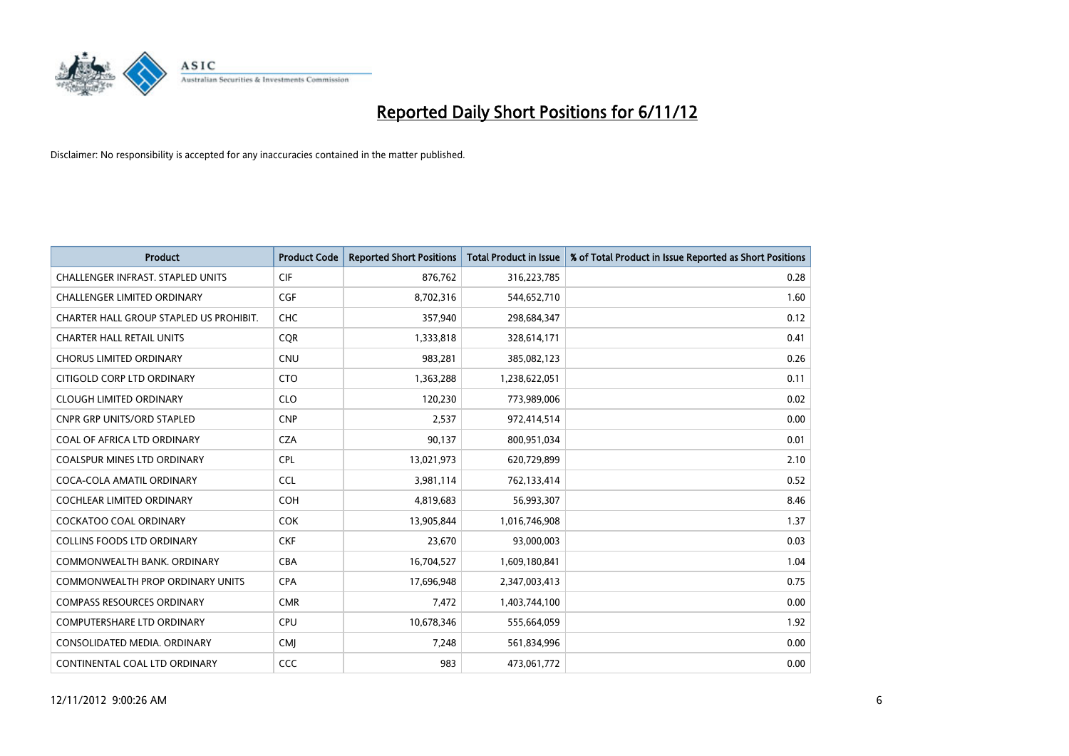# Reported Daily Short Positions for 6/11/12

Disclaimer: No responsibility is accepted for any inaccuracies contained in the matter published.

| Product | Product Code | Reported Short Positions | Total Product in Issue | % of Total Product in Issue Reported as Short Positions |
|---|---|---|---|---|
| CHALLENGER INFRAST. STAPLED UNITS | CIF | 876,762 | 316,223,785 | 0.28 |
| CHALLENGER LIMITED ORDINARY | CGF | 8,702,316 | 544,652,710 | 1.60 |
| CHARTER HALL GROUP STAPLED US PROHIBIT. | CHC | 357,940 | 298,684,347 | 0.12 |
| CHARTER HALL RETAIL UNITS | CQR | 1,333,818 | 328,614,171 | 0.41 |
| CHORUS LIMITED ORDINARY | CNU | 983,281 | 385,082,123 | 0.26 |
| CITIGOLD CORP LTD ORDINARY | CTO | 1,363,288 | 1,238,622,051 | 0.11 |
| CLOUGH LIMITED ORDINARY | CLO | 120,230 | 773,989,006 | 0.02 |
| CNPR GRP UNITS/ORD STAPLED | CNP | 2,537 | 972,414,514 | 0.00 |
| COAL OF AFRICA LTD ORDINARY | CZA | 90,137 | 800,951,034 | 0.01 |
| COALSPUR MINES LTD ORDINARY | CPL | 13,021,973 | 620,729,899 | 2.10 |
| COCA-COLA AMATIL ORDINARY | CCL | 3,981,114 | 762,133,414 | 0.52 |
| COCHLEAR LIMITED ORDINARY | COH | 4,819,683 | 56,993,307 | 8.46 |
| COCKATOO COAL ORDINARY | COK | 13,905,844 | 1,016,746,908 | 1.37 |
| COLLINS FOODS LTD ORDINARY | CKF | 23,670 | 93,000,003 | 0.03 |
| COMMONWEALTH BANK. ORDINARY | CBA | 16,704,527 | 1,609,180,841 | 1.04 |
| COMMONWEALTH PROP ORDINARY UNITS | CPA | 17,696,948 | 2,347,003,413 | 0.75 |
| COMPASS RESOURCES ORDINARY | CMR | 7,472 | 1,403,744,100 | 0.00 |
| COMPUTERSHARE LTD ORDINARY | CPU | 10,678,346 | 555,664,059 | 1.92 |
| CONSOLIDATED MEDIA. ORDINARY | CMJ | 7,248 | 561,834,996 | 0.00 |
| CONTINENTAL COAL LTD ORDINARY | CCC | 983 | 473,061,772 | 0.00 |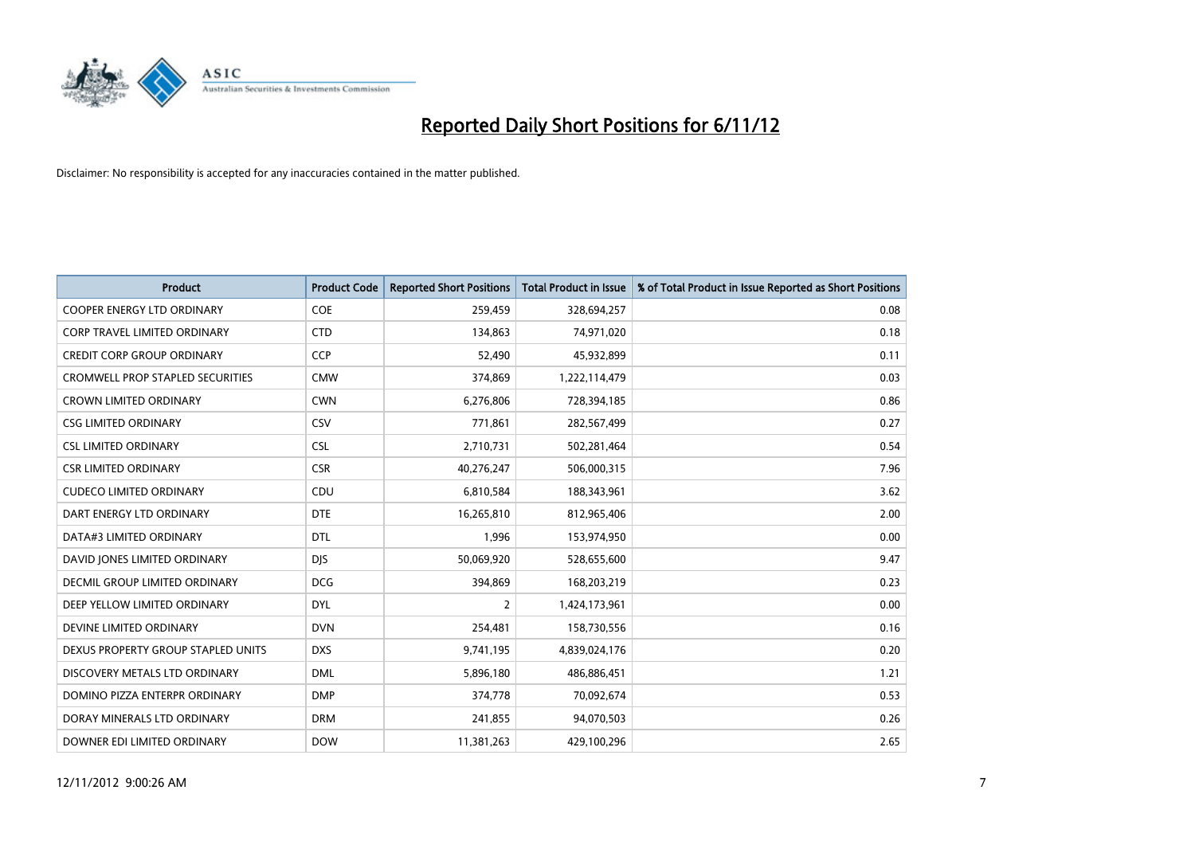# Reported Daily Short Positions for 6/11/12

Disclaimer: No responsibility is accepted for any inaccuracies contained in the matter published.

| Product | Product Code | Reported Short Positions | Total Product in Issue | % of Total Product in Issue Reported as Short Positions |
|---|---|---|---|---|
| COOPER ENERGY LTD ORDINARY | COE | 259,459 | 328,694,257 | 0.08 |
| CORP TRAVEL LIMITED ORDINARY | CTD | 134,863 | 74,971,020 | 0.18 |
| CREDIT CORP GROUP ORDINARY | CCP | 52,490 | 45,932,899 | 0.11 |
| CROMWELL PROP STAPLED SECURITIES | CMW | 374,869 | 1,222,114,479 | 0.03 |
| CROWN LIMITED ORDINARY | CWN | 6,276,806 | 728,394,185 | 0.86 |
| CSG LIMITED ORDINARY | CSV | 771,861 | 282,567,499 | 0.27 |
| CSL LIMITED ORDINARY | CSL | 2,710,731 | 502,281,464 | 0.54 |
| CSR LIMITED ORDINARY | CSR | 40,276,247 | 506,000,315 | 7.96 |
| CUDECO LIMITED ORDINARY | CDU | 6,810,584 | 188,343,961 | 3.62 |
| DART ENERGY LTD ORDINARY | DTE | 16,265,810 | 812,965,406 | 2.00 |
| DATA#3 LIMITED ORDINARY | DTL | 1,996 | 153,974,950 | 0.00 |
| DAVID JONES LIMITED ORDINARY | DJS | 50,069,920 | 528,655,600 | 9.47 |
| DECMIL GROUP LIMITED ORDINARY | DCG | 394,869 | 168,203,219 | 0.23 |
| DEEP YELLOW LIMITED ORDINARY | DYL | 2 | 1,424,173,961 | 0.00 |
| DEVINE LIMITED ORDINARY | DVN | 254,481 | 158,730,556 | 0.16 |
| DEXUS PROPERTY GROUP STAPLED UNITS | DXS | 9,741,195 | 4,839,024,176 | 0.20 |
| DISCOVERY METALS LTD ORDINARY | DML | 5,896,180 | 486,886,451 | 1.21 |
| DOMINO PIZZA ENTERPR ORDINARY | DMP | 374,778 | 70,092,674 | 0.53 |
| DORAY MINERALS LTD ORDINARY | DRM | 241,855 | 94,070,503 | 0.26 |
| DOWNER EDI LIMITED ORDINARY | DOW | 11,381,263 | 429,100,296 | 2.65 |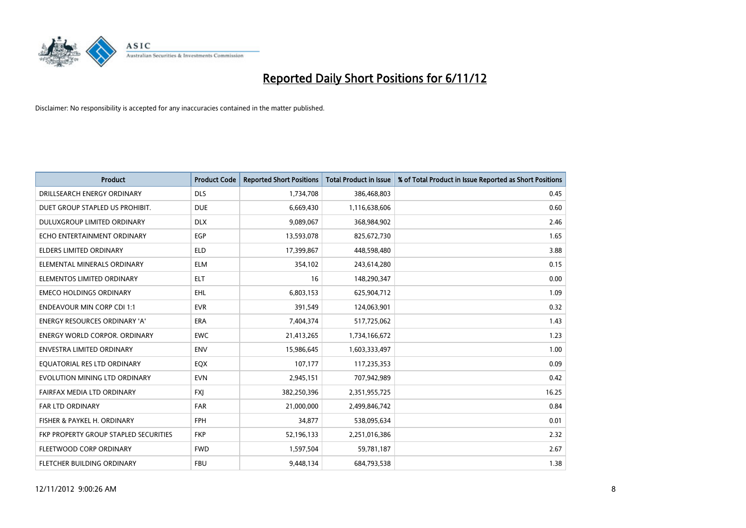# Reported Daily Short Positions for 6/11/12

Disclaimer: No responsibility is accepted for any inaccuracies contained in the matter published.

| Product | Product Code | Reported Short Positions | Total Product in Issue | % of Total Product in Issue Reported as Short Positions |
|---|---|---|---|---|
| DRILLSEARCH ENERGY ORDINARY | DLS | 1,734,708 | 386,468,803 | 0.45 |
| DUET GROUP STAPLED US PROHIBIT. | DUE | 6,669,430 | 1,116,638,606 | 0.60 |
| DULUXGROUP LIMITED ORDINARY | DLX | 9,089,067 | 368,984,902 | 2.46 |
| ECHO ENTERTAINMENT ORDINARY | EGP | 13,593,078 | 825,672,730 | 1.65 |
| ELDERS LIMITED ORDINARY | ELD | 17,399,867 | 448,598,480 | 3.88 |
| ELEMENTAL MINERALS ORDINARY | ELM | 354,102 | 243,614,280 | 0.15 |
| ELEMENTOS LIMITED ORDINARY | ELT | 16 | 148,290,347 | 0.00 |
| EMECO HOLDINGS ORDINARY | EHL | 6,803,153 | 625,904,712 | 1.09 |
| ENDEAVOUR MIN CORP CDI 1:1 | EVR | 391,549 | 124,063,901 | 0.32 |
| ENERGY RESOURCES ORDINARY 'A' | ERA | 7,404,374 | 517,725,062 | 1.43 |
| ENERGY WORLD CORPOR. ORDINARY | EWC | 21,413,265 | 1,734,166,672 | 1.23 |
| ENVESTRA LIMITED ORDINARY | ENV | 15,986,645 | 1,603,333,497 | 1.00 |
| EQUATORIAL RES LTD ORDINARY | EQX | 107,177 | 117,235,353 | 0.09 |
| EVOLUTION MINING LTD ORDINARY | EVN | 2,945,151 | 707,942,989 | 0.42 |
| FAIRFAX MEDIA LTD ORDINARY | FXJ | 382,250,396 | 2,351,955,725 | 16.25 |
| FAR LTD ORDINARY | FAR | 21,000,000 | 2,499,846,742 | 0.84 |
| FISHER & PAYKEL H. ORDINARY | FPH | 34,877 | 538,095,634 | 0.01 |
| FKP PROPERTY GROUP STAPLED SECURITIES | FKP | 52,196,133 | 2,251,016,386 | 2.32 |
| FLEETWOOD CORP ORDINARY | FWD | 1,597,504 | 59,781,187 | 2.67 |
| FLETCHER BUILDING ORDINARY | FBU | 9,448,134 | 684,793,538 | 1.38 |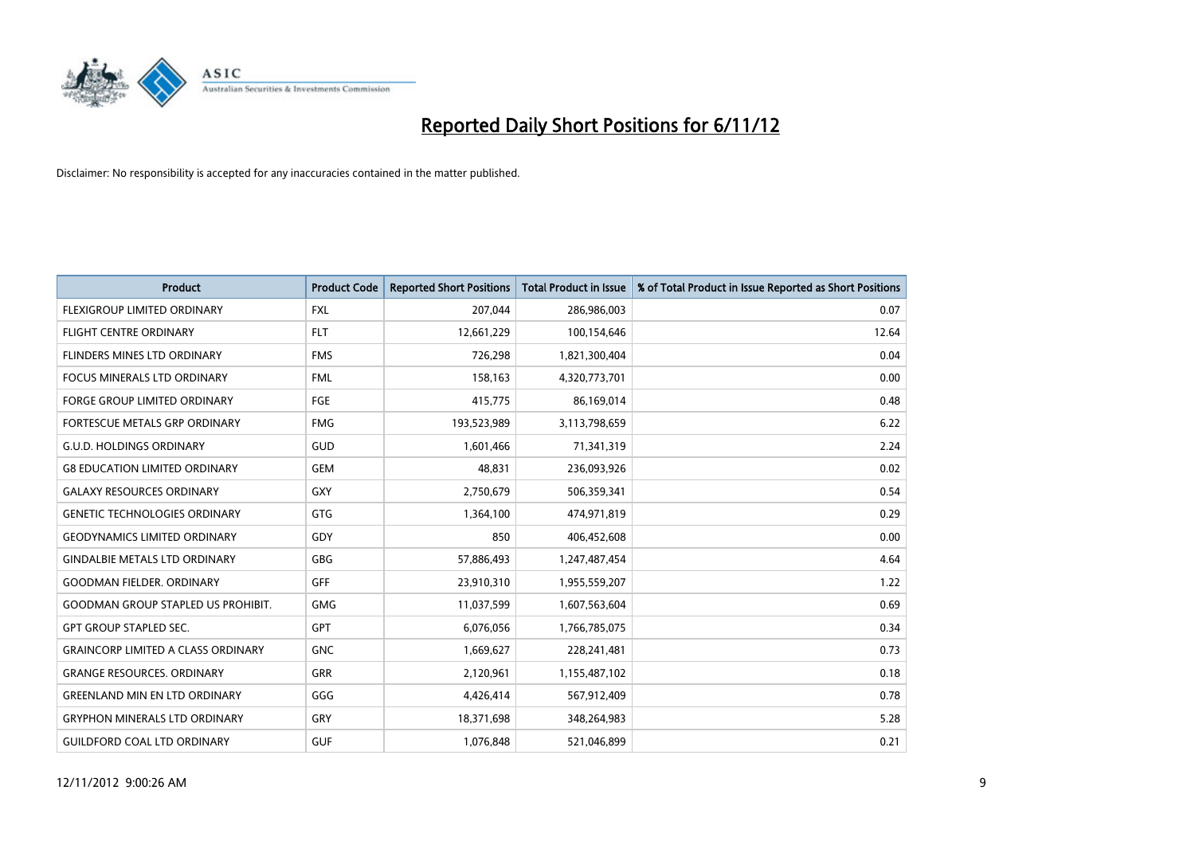# Reported Daily Short Positions for 6/11/12

Disclaimer: No responsibility is accepted for any inaccuracies contained in the matter published.

| Product | Product Code | Reported Short Positions | Total Product in Issue | % of Total Product in Issue Reported as Short Positions |
|---|---|---|---|---|
| FLEXIGROUP LIMITED ORDINARY | FXL | 207,044 | 286,986,003 | 0.07 |
| FLIGHT CENTRE ORDINARY | FLT | 12,661,229 | 100,154,646 | 12.64 |
| FLINDERS MINES LTD ORDINARY | FMS | 726,298 | 1,821,300,404 | 0.04 |
| FOCUS MINERALS LTD ORDINARY | FML | 158,163 | 4,320,773,701 | 0.00 |
| FORGE GROUP LIMITED ORDINARY | FGE | 415,775 | 86,169,014 | 0.48 |
| FORTESCUE METALS GRP ORDINARY | FMG | 193,523,989 | 3,113,798,659 | 6.22 |
| G.U.D. HOLDINGS ORDINARY | GUD | 1,601,466 | 71,341,319 | 2.24 |
| G8 EDUCATION LIMITED ORDINARY | GEM | 48,831 | 236,093,926 | 0.02 |
| GALAXY RESOURCES ORDINARY | GXY | 2,750,679 | 506,359,341 | 0.54 |
| GENETIC TECHNOLOGIES ORDINARY | GTG | 1,364,100 | 474,971,819 | 0.29 |
| GEODYNAMICS LIMITED ORDINARY | GDY | 850 | 406,452,608 | 0.00 |
| GINDALBIE METALS LTD ORDINARY | GBG | 57,886,493 | 1,247,487,454 | 4.64 |
| GOODMAN FIELDER. ORDINARY | GFF | 23,910,310 | 1,955,559,207 | 1.22 |
| GOODMAN GROUP STAPLED US PROHIBIT. | GMG | 11,037,599 | 1,607,563,604 | 0.69 |
| GPT GROUP STAPLED SEC. | GPT | 6,076,056 | 1,766,785,075 | 0.34 |
| GRAINCORP LIMITED A CLASS ORDINARY | GNC | 1,669,627 | 228,241,481 | 0.73 |
| GRANGE RESOURCES. ORDINARY | GRR | 2,120,961 | 1,155,487,102 | 0.18 |
| GREENLAND MIN EN LTD ORDINARY | GGG | 4,426,414 | 567,912,409 | 0.78 |
| GRYPHON MINERALS LTD ORDINARY | GRY | 18,371,698 | 348,264,983 | 5.28 |
| GUILDFORD COAL LTD ORDINARY | GUF | 1,076,848 | 521,046,899 | 0.21 |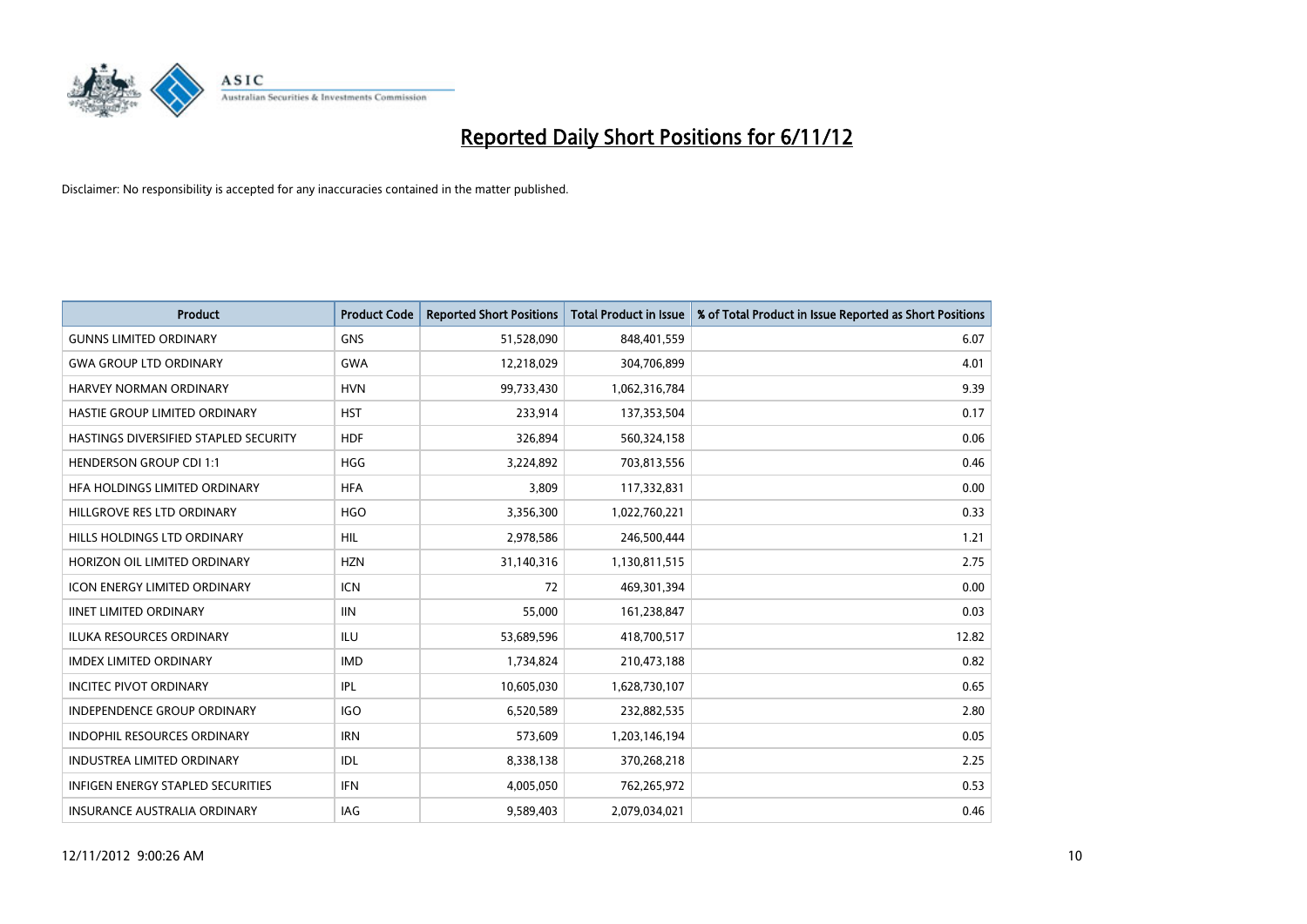# Reported Daily Short Positions for 6/11/12

Disclaimer: No responsibility is accepted for any inaccuracies contained in the matter published.

| Product | Product Code | Reported Short Positions | Total Product in Issue | % of Total Product in Issue Reported as Short Positions |
|---|---|---|---|---|
| GUNNS LIMITED ORDINARY | GNS | 51,528,090 | 848,401,559 | 6.07 |
| GWA GROUP LTD ORDINARY | GWA | 12,218,029 | 304,706,899 | 4.01 |
| HARVEY NORMAN ORDINARY | HVN | 99,733,430 | 1,062,316,784 | 9.39 |
| HASTIE GROUP LIMITED ORDINARY | HST | 233,914 | 137,353,504 | 0.17 |
| HASTINGS DIVERSIFIED STAPLED SECURITY | HDF | 326,894 | 560,324,158 | 0.06 |
| HENDERSON GROUP CDI 1:1 | HGG | 3,224,892 | 703,813,556 | 0.46 |
| HFA HOLDINGS LIMITED ORDINARY | HFA | 3,809 | 117,332,831 | 0.00 |
| HILLGROVE RES LTD ORDINARY | HGO | 3,356,300 | 1,022,760,221 | 0.33 |
| HILLS HOLDINGS LTD ORDINARY | HIL | 2,978,586 | 246,500,444 | 1.21 |
| HORIZON OIL LIMITED ORDINARY | HZN | 31,140,316 | 1,130,811,515 | 2.75 |
| ICON ENERGY LIMITED ORDINARY | ICN | 72 | 469,301,394 | 0.00 |
| IINET LIMITED ORDINARY | IIN | 55,000 | 161,238,847 | 0.03 |
| ILUKA RESOURCES ORDINARY | ILU | 53,689,596 | 418,700,517 | 12.82 |
| IMDEX LIMITED ORDINARY | IMD | 1,734,824 | 210,473,188 | 0.82 |
| INCITEC PIVOT ORDINARY | IPL | 10,605,030 | 1,628,730,107 | 0.65 |
| INDEPENDENCE GROUP ORDINARY | IGO | 6,520,589 | 232,882,535 | 2.80 |
| INDOPHIL RESOURCES ORDINARY | IRN | 573,609 | 1,203,146,194 | 0.05 |
| INDUSTREA LIMITED ORDINARY | IDL | 8,338,138 | 370,268,218 | 2.25 |
| INFIGEN ENERGY STAPLED SECURITIES | IFN | 4,005,050 | 762,265,972 | 0.53 |
| INSURANCE AUSTRALIA ORDINARY | IAG | 9,589,403 | 2,079,034,021 | 0.46 |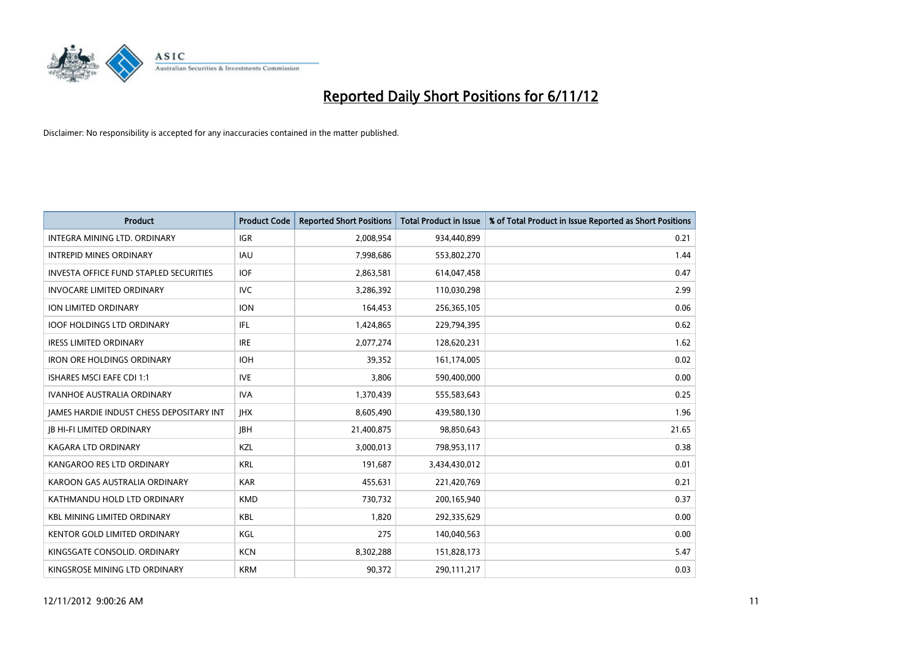# Reported Daily Short Positions for 6/11/12

Disclaimer: No responsibility is accepted for any inaccuracies contained in the matter published.

| Product | Product Code | Reported Short Positions | Total Product in Issue | % of Total Product in Issue Reported as Short Positions |
|---|---|---|---|---|
| INTEGRA MINING LTD. ORDINARY | IGR | 2,008,954 | 934,440,899 | 0.21 |
| INTREPID MINES ORDINARY | IAU | 7,998,686 | 553,802,270 | 1.44 |
| INVESTA OFFICE FUND STAPLED SECURITIES | IOF | 2,863,581 | 614,047,458 | 0.47 |
| INVOCARE LIMITED ORDINARY | IVC | 3,286,392 | 110,030,298 | 2.99 |
| ION LIMITED ORDINARY | ION | 164,453 | 256,365,105 | 0.06 |
| IOOF HOLDINGS LTD ORDINARY | IFL | 1,424,865 | 229,794,395 | 0.62 |
| IRESS LIMITED ORDINARY | IRE | 2,077,274 | 128,620,231 | 1.62 |
| IRON ORE HOLDINGS ORDINARY | IOH | 39,352 | 161,174,005 | 0.02 |
| ISHARES MSCI EAFE CDI 1:1 | IVE | 3,806 | 590,400,000 | 0.00 |
| IVANHOE AUSTRALIA ORDINARY | IVA | 1,370,439 | 555,583,643 | 0.25 |
| JAMES HARDIE INDUST CHESS DEPOSITARY INT | JHX | 8,605,490 | 439,580,130 | 1.96 |
| JB HI-FI LIMITED ORDINARY | JBH | 21,400,875 | 98,850,643 | 21.65 |
| KAGARA LTD ORDINARY | KZL | 3,000,013 | 798,953,117 | 0.38 |
| KANGAROO RES LTD ORDINARY | KRL | 191,687 | 3,434,430,012 | 0.01 |
| KAROON GAS AUSTRALIA ORDINARY | KAR | 455,631 | 221,420,769 | 0.21 |
| KATHMANDU HOLD LTD ORDINARY | KMD | 730,732 | 200,165,940 | 0.37 |
| KBL MINING LIMITED ORDINARY | KBL | 1,820 | 292,335,629 | 0.00 |
| KENTOR GOLD LIMITED ORDINARY | KGL | 275 | 140,040,563 | 0.00 |
| KINGSGATE CONSOLID. ORDINARY | KCN | 8,302,288 | 151,828,173 | 5.47 |
| KINGSROSE MINING LTD ORDINARY | KRM | 90,372 | 290,111,217 | 0.03 |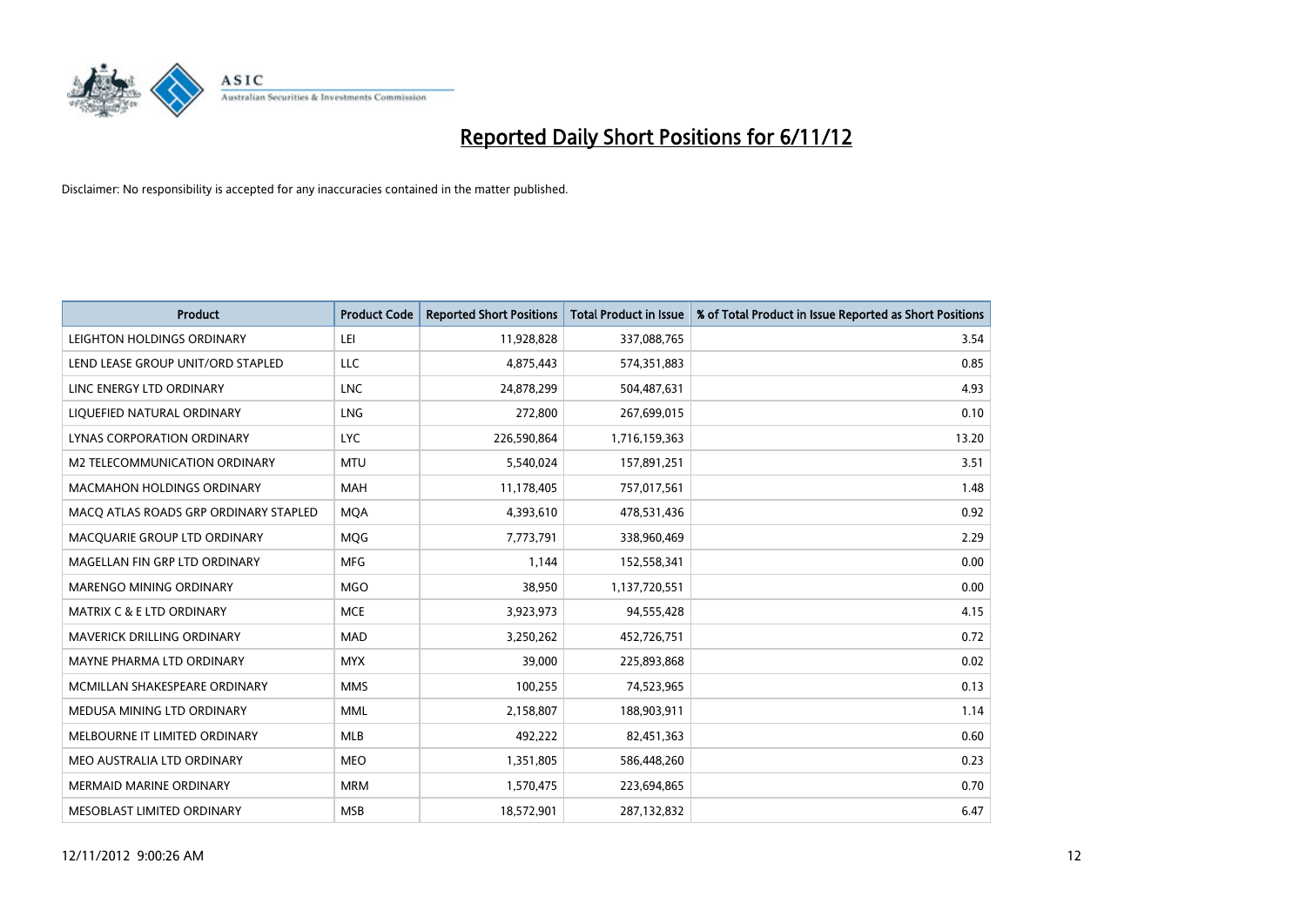# Reported Daily Short Positions for 6/11/12

Disclaimer: No responsibility is accepted for any inaccuracies contained in the matter published.

| Product | Product Code | Reported Short Positions | Total Product in Issue | % of Total Product in Issue Reported as Short Positions |
|---|---|---|---|---|
| LEIGHTON HOLDINGS ORDINARY | LEI | 11,928,828 | 337,088,765 | 3.54 |
| LEND LEASE GROUP UNIT/ORD STAPLED | LLC | 4,875,443 | 574,351,883 | 0.85 |
| LINC ENERGY LTD ORDINARY | LNC | 24,878,299 | 504,487,631 | 4.93 |
| LIQUEFIED NATURAL ORDINARY | LNG | 272,800 | 267,699,015 | 0.10 |
| LYNAS CORPORATION ORDINARY | LYC | 226,590,864 | 1,716,159,363 | 13.20 |
| M2 TELECOMMUNICATION ORDINARY | MTU | 5,540,024 | 157,891,251 | 3.51 |
| MACMAHON HOLDINGS ORDINARY | MAH | 11,178,405 | 757,017,561 | 1.48 |
| MACQ ATLAS ROADS GRP ORDINARY STAPLED | MQA | 4,393,610 | 478,531,436 | 0.92 |
| MACQUARIE GROUP LTD ORDINARY | MQG | 7,773,791 | 338,960,469 | 2.29 |
| MAGELLAN FIN GRP LTD ORDINARY | MFG | 1,144 | 152,558,341 | 0.00 |
| MARENGO MINING ORDINARY | MGO | 38,950 | 1,137,720,551 | 0.00 |
| MATRIX C & E LTD ORDINARY | MCE | 3,923,973 | 94,555,428 | 4.15 |
| MAVERICK DRILLING ORDINARY | MAD | 3,250,262 | 452,726,751 | 0.72 |
| MAYNE PHARMA LTD ORDINARY | MYX | 39,000 | 225,893,868 | 0.02 |
| MCMILLAN SHAKESPEARE ORDINARY | MMS | 100,255 | 74,523,965 | 0.13 |
| MEDUSA MINING LTD ORDINARY | MML | 2,158,807 | 188,903,911 | 1.14 |
| MELBOURNE IT LIMITED ORDINARY | MLB | 492,222 | 82,451,363 | 0.60 |
| MEO AUSTRALIA LTD ORDINARY | MEO | 1,351,805 | 586,448,260 | 0.23 |
| MERMAID MARINE ORDINARY | MRM | 1,570,475 | 223,694,865 | 0.70 |
| MESOBLAST LIMITED ORDINARY | MSB | 18,572,901 | 287,132,832 | 6.47 |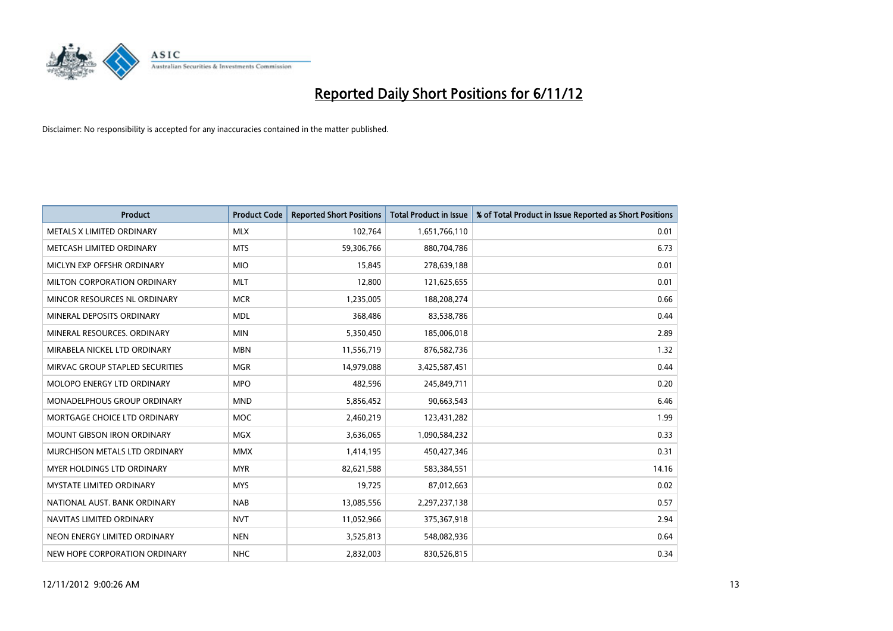# Reported Daily Short Positions for 6/11/12

Disclaimer: No responsibility is accepted for any inaccuracies contained in the matter published.

| Product | Product Code | Reported Short Positions | Total Product in Issue | % of Total Product in Issue Reported as Short Positions |
|---|---|---|---|---|
| METALS X LIMITED ORDINARY | MLX | 102,764 | 1,651,766,110 | 0.01 |
| METCASH LIMITED ORDINARY | MTS | 59,306,766 | 880,704,786 | 6.73 |
| MICLYN EXP OFFSHR ORDINARY | MIO | 15,845 | 278,639,188 | 0.01 |
| MILTON CORPORATION ORDINARY | MLT | 12,800 | 121,625,655 | 0.01 |
| MINCOR RESOURCES NL ORDINARY | MCR | 1,235,005 | 188,208,274 | 0.66 |
| MINERAL DEPOSITS ORDINARY | MDL | 368,486 | 83,538,786 | 0.44 |
| MINERAL RESOURCES. ORDINARY | MIN | 5,350,450 | 185,006,018 | 2.89 |
| MIRABELA NICKEL LTD ORDINARY | MBN | 11,556,719 | 876,582,736 | 1.32 |
| MIRVAC GROUP STAPLED SECURITIES | MGR | 14,979,088 | 3,425,587,451 | 0.44 |
| MOLOPO ENERGY LTD ORDINARY | MPO | 482,596 | 245,849,711 | 0.20 |
| MONADELPHOUS GROUP ORDINARY | MND | 5,856,452 | 90,663,543 | 6.46 |
| MORTGAGE CHOICE LTD ORDINARY | MOC | 2,460,219 | 123,431,282 | 1.99 |
| MOUNT GIBSON IRON ORDINARY | MGX | 3,636,065 | 1,090,584,232 | 0.33 |
| MURCHISON METALS LTD ORDINARY | MMX | 1,414,195 | 450,427,346 | 0.31 |
| MYER HOLDINGS LTD ORDINARY | MYR | 82,621,588 | 583,384,551 | 14.16 |
| MYSTATE LIMITED ORDINARY | MYS | 19,725 | 87,012,663 | 0.02 |
| NATIONAL AUST. BANK ORDINARY | NAB | 13,085,556 | 2,297,237,138 | 0.57 |
| NAVITAS LIMITED ORDINARY | NVT | 11,052,966 | 375,367,918 | 2.94 |
| NEON ENERGY LIMITED ORDINARY | NEN | 3,525,813 | 548,082,936 | 0.64 |
| NEW HOPE CORPORATION ORDINARY | NHC | 2,832,003 | 830,526,815 | 0.34 |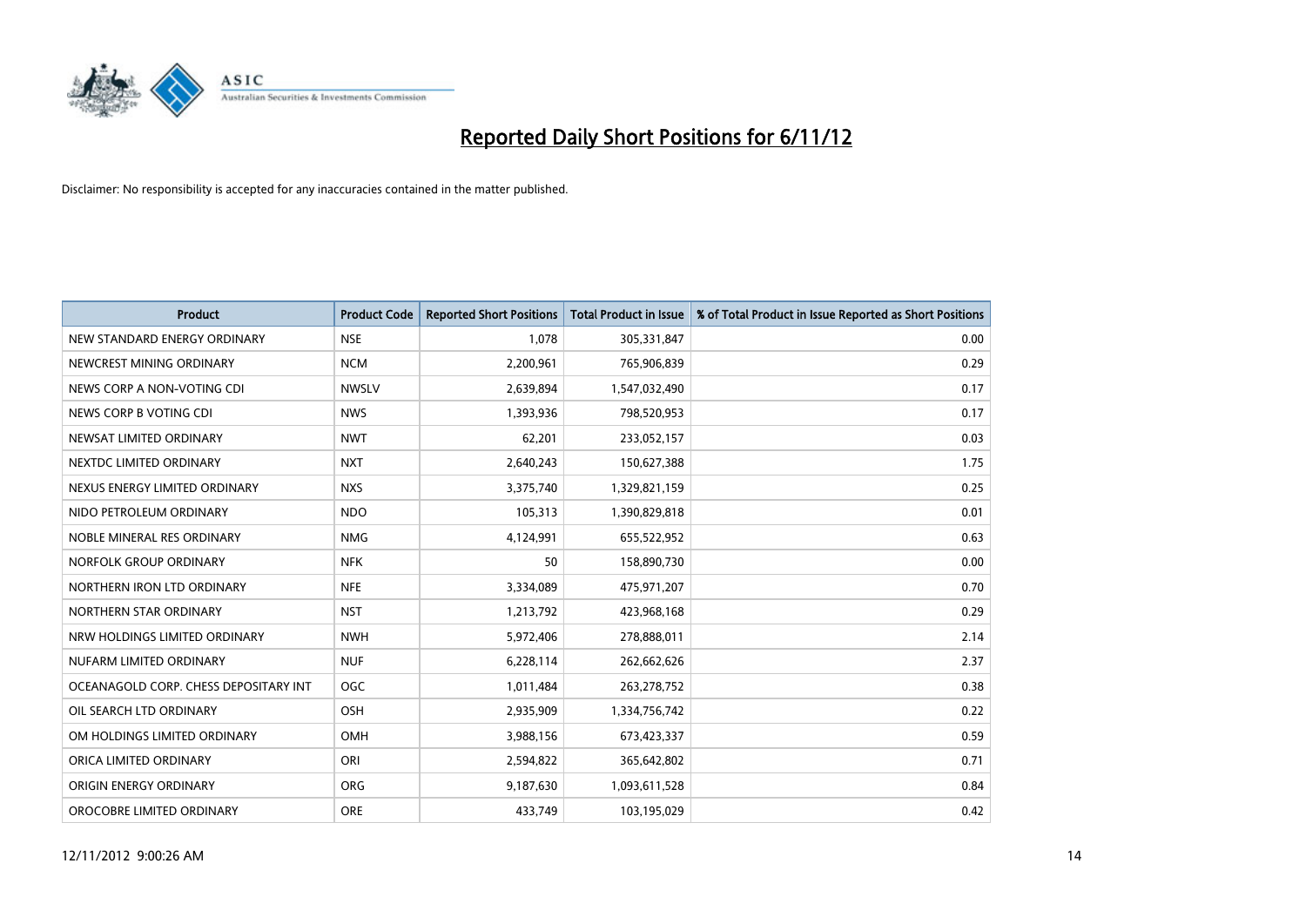# Reported Daily Short Positions for 6/11/12

Disclaimer: No responsibility is accepted for any inaccuracies contained in the matter published.

| Product | Product Code | Reported Short Positions | Total Product in Issue | % of Total Product in Issue Reported as Short Positions |
|---|---|---|---|---|
| NEW STANDARD ENERGY ORDINARY | NSE | 1,078 | 305,331,847 | 0.00 |
| NEWCREST MINING ORDINARY | NCM | 2,200,961 | 765,906,839 | 0.29 |
| NEWS CORP A NON-VOTING CDI | NWSLV | 2,639,894 | 1,547,032,490 | 0.17 |
| NEWS CORP B VOTING CDI | NWS | 1,393,936 | 798,520,953 | 0.17 |
| NEWSAT LIMITED ORDINARY | NWT | 62,201 | 233,052,157 | 0.03 |
| NEXTDC LIMITED ORDINARY | NXT | 2,640,243 | 150,627,388 | 1.75 |
| NEXUS ENERGY LIMITED ORDINARY | NXS | 3,375,740 | 1,329,821,159 | 0.25 |
| NIDO PETROLEUM ORDINARY | NDO | 105,313 | 1,390,829,818 | 0.01 |
| NOBLE MINERAL RES ORDINARY | NMG | 4,124,991 | 655,522,952 | 0.63 |
| NORFOLK GROUP ORDINARY | NFK | 50 | 158,890,730 | 0.00 |
| NORTHERN IRON LTD ORDINARY | NFE | 3,334,089 | 475,971,207 | 0.70 |
| NORTHERN STAR ORDINARY | NST | 1,213,792 | 423,968,168 | 0.29 |
| NRW HOLDINGS LIMITED ORDINARY | NWH | 5,972,406 | 278,888,011 | 2.14 |
| NUFARM LIMITED ORDINARY | NUF | 6,228,114 | 262,662,626 | 2.37 |
| OCEANAGOLD CORP. CHESS DEPOSITARY INT | OGC | 1,011,484 | 263,278,752 | 0.38 |
| OIL SEARCH LTD ORDINARY | OSH | 2,935,909 | 1,334,756,742 | 0.22 |
| OM HOLDINGS LIMITED ORDINARY | OMH | 3,988,156 | 673,423,337 | 0.59 |
| ORICA LIMITED ORDINARY | ORI | 2,594,822 | 365,642,802 | 0.71 |
| ORIGIN ENERGY ORDINARY | ORG | 9,187,630 | 1,093,611,528 | 0.84 |
| OROCOBRE LIMITED ORDINARY | ORE | 433,749 | 103,195,029 | 0.42 |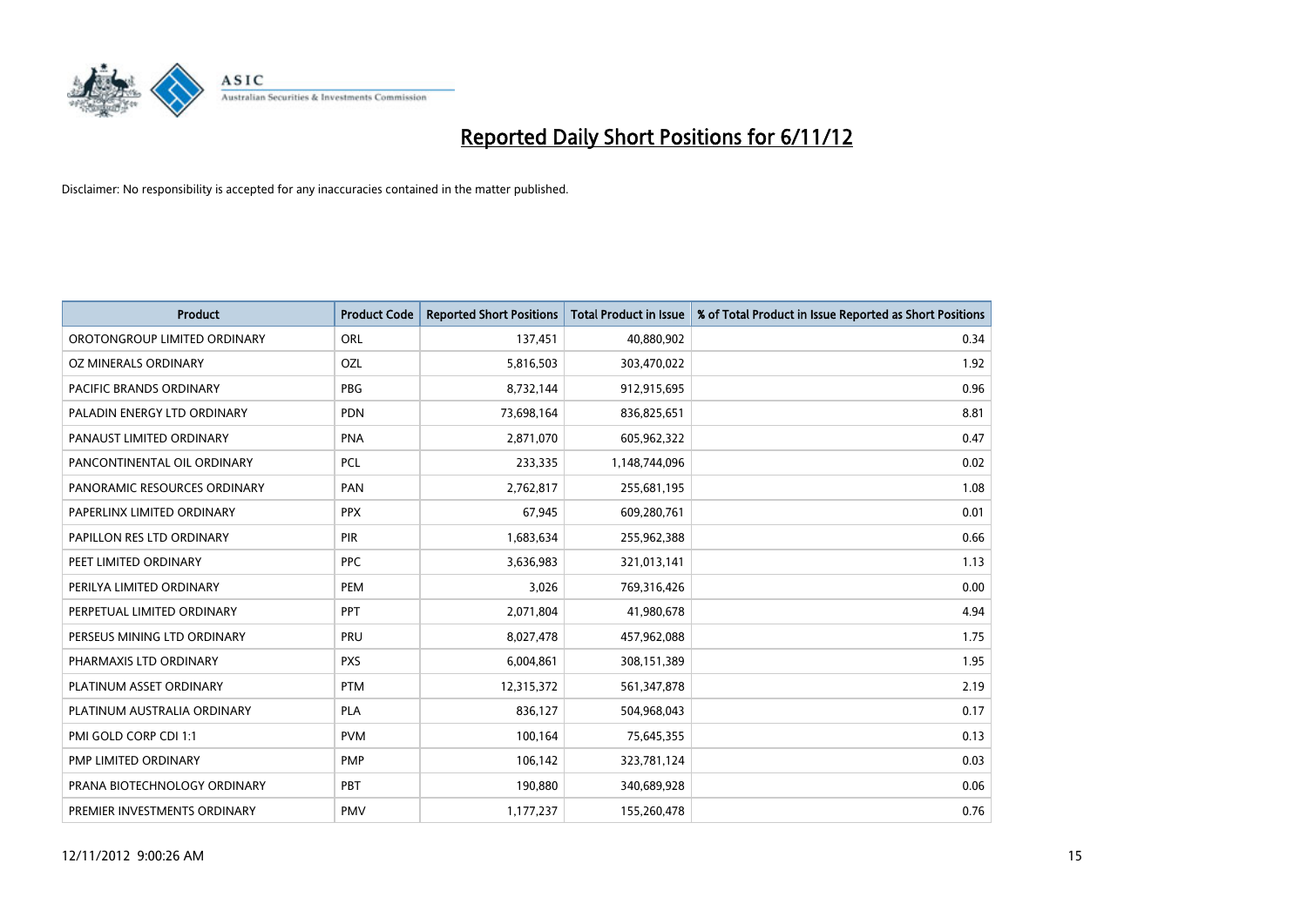# Reported Daily Short Positions for 6/11/12

Disclaimer: No responsibility is accepted for any inaccuracies contained in the matter published.

| Product | Product Code | Reported Short Positions | Total Product in Issue | % of Total Product in Issue Reported as Short Positions |
|---|---|---|---|---|
| OROTONGROUP LIMITED ORDINARY | ORL | 137,451 | 40,880,902 | 0.34 |
| OZ MINERALS ORDINARY | OZL | 5,816,503 | 303,470,022 | 1.92 |
| PACIFIC BRANDS ORDINARY | PBG | 8,732,144 | 912,915,695 | 0.96 |
| PALADIN ENERGY LTD ORDINARY | PDN | 73,698,164 | 836,825,651 | 8.81 |
| PANAUST LIMITED ORDINARY | PNA | 2,871,070 | 605,962,322 | 0.47 |
| PANCONTINENTAL OIL ORDINARY | PCL | 233,335 | 1,148,744,096 | 0.02 |
| PANORAMIC RESOURCES ORDINARY | PAN | 2,762,817 | 255,681,195 | 1.08 |
| PAPERLINX LIMITED ORDINARY | PPX | 67,945 | 609,280,761 | 0.01 |
| PAPILLON RES LTD ORDINARY | PIR | 1,683,634 | 255,962,388 | 0.66 |
| PEET LIMITED ORDINARY | PPC | 3,636,983 | 321,013,141 | 1.13 |
| PERILYA LIMITED ORDINARY | PEM | 3,026 | 769,316,426 | 0.00 |
| PERPETUAL LIMITED ORDINARY | PPT | 2,071,804 | 41,980,678 | 4.94 |
| PERSEUS MINING LTD ORDINARY | PRU | 8,027,478 | 457,962,088 | 1.75 |
| PHARMAXIS LTD ORDINARY | PXS | 6,004,861 | 308,151,389 | 1.95 |
| PLATINUM ASSET ORDINARY | PTM | 12,315,372 | 561,347,878 | 2.19 |
| PLATINUM AUSTRALIA ORDINARY | PLA | 836,127 | 504,968,043 | 0.17 |
| PMI GOLD CORP CDI 1:1 | PVM | 100,164 | 75,645,355 | 0.13 |
| PMP LIMITED ORDINARY | PMP | 106,142 | 323,781,124 | 0.03 |
| PRANA BIOTECHNOLOGY ORDINARY | PBT | 190,880 | 340,689,928 | 0.06 |
| PREMIER INVESTMENTS ORDINARY | PMV | 1,177,237 | 155,260,478 | 0.76 |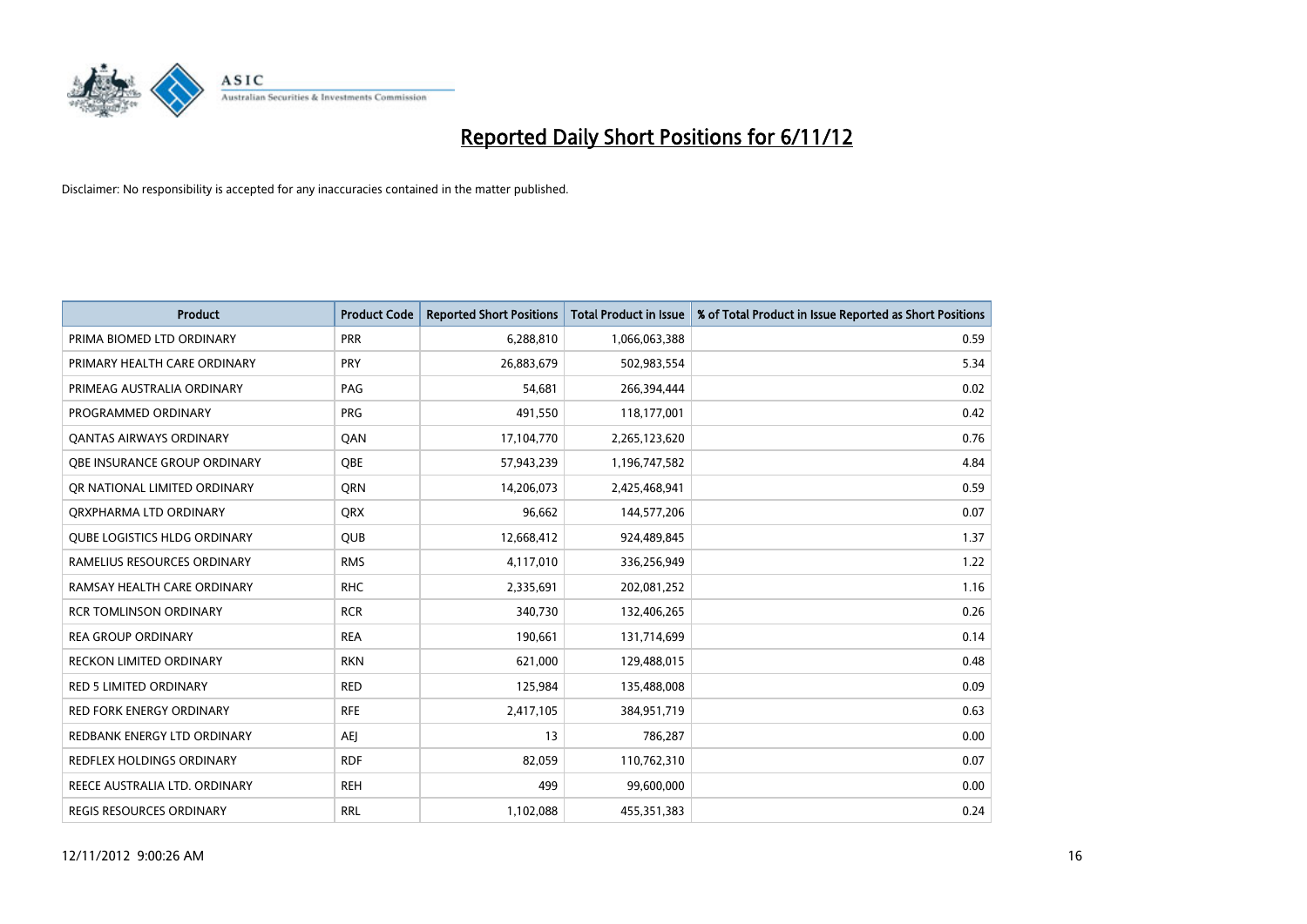# Reported Daily Short Positions for 6/11/12

Disclaimer: No responsibility is accepted for any inaccuracies contained in the matter published.

| Product | Product Code | Reported Short Positions | Total Product in Issue | % of Total Product in Issue Reported as Short Positions |
|---|---|---|---|---|
| PRIMA BIOMED LTD ORDINARY | PRR | 6,288,810 | 1,066,063,388 | 0.59 |
| PRIMARY HEALTH CARE ORDINARY | PRY | 26,883,679 | 502,983,554 | 5.34 |
| PRIMEAG AUSTRALIA ORDINARY | PAG | 54,681 | 266,394,444 | 0.02 |
| PROGRAMMED ORDINARY | PRG | 491,550 | 118,177,001 | 0.42 |
| QANTAS AIRWAYS ORDINARY | QAN | 17,104,770 | 2,265,123,620 | 0.76 |
| QBE INSURANCE GROUP ORDINARY | QBE | 57,943,239 | 1,196,747,582 | 4.84 |
| QR NATIONAL LIMITED ORDINARY | QRN | 14,206,073 | 2,425,468,941 | 0.59 |
| QRXPHARMA LTD ORDINARY | QRX | 96,662 | 144,577,206 | 0.07 |
| QUBE LOGISTICS HLDG ORDINARY | QUB | 12,668,412 | 924,489,845 | 1.37 |
| RAMELIUS RESOURCES ORDINARY | RMS | 4,117,010 | 336,256,949 | 1.22 |
| RAMSAY HEALTH CARE ORDINARY | RHC | 2,335,691 | 202,081,252 | 1.16 |
| RCR TOMLINSON ORDINARY | RCR | 340,730 | 132,406,265 | 0.26 |
| REA GROUP ORDINARY | REA | 190,661 | 131,714,699 | 0.14 |
| RECKON LIMITED ORDINARY | RKN | 621,000 | 129,488,015 | 0.48 |
| RED 5 LIMITED ORDINARY | RED | 125,984 | 135,488,008 | 0.09 |
| RED FORK ENERGY ORDINARY | RFE | 2,417,105 | 384,951,719 | 0.63 |
| REDBANK ENERGY LTD ORDINARY | AEJ | 13 | 786,287 | 0.00 |
| REDFLEX HOLDINGS ORDINARY | RDF | 82,059 | 110,762,310 | 0.07 |
| REECE AUSTRALIA LTD. ORDINARY | REH | 499 | 99,600,000 | 0.00 |
| REGIS RESOURCES ORDINARY | RRL | 1,102,088 | 455,351,383 | 0.24 |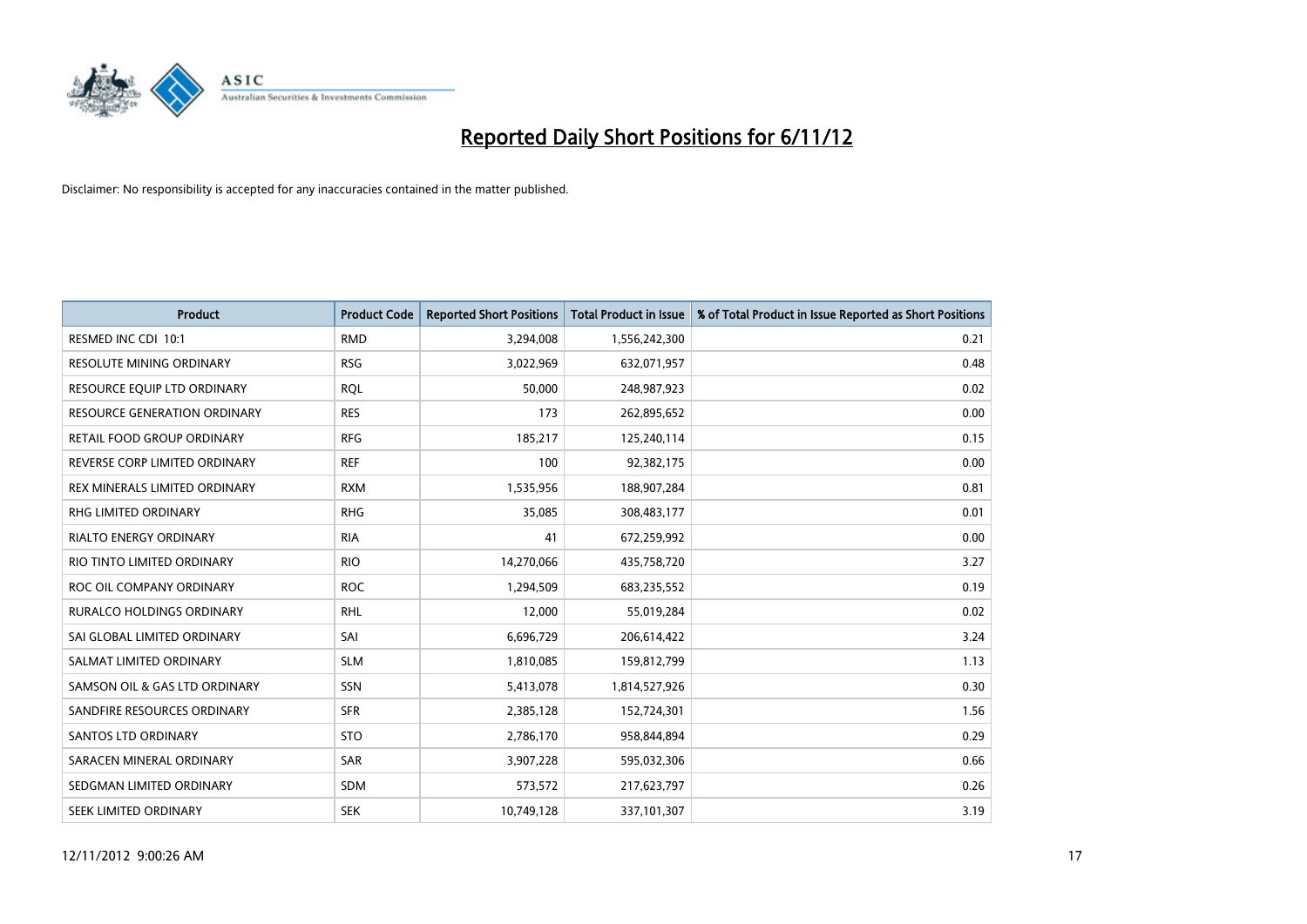# Reported Daily Short Positions for 6/11/12

Disclaimer: No responsibility is accepted for any inaccuracies contained in the matter published.

| Product | Product Code | Reported Short Positions | Total Product in Issue | % of Total Product in Issue Reported as Short Positions |
|---|---|---|---|---|
| RESMED INC CDI 10:1 | RMD | 3,294,008 | 1,556,242,300 | 0.21 |
| RESOLUTE MINING ORDINARY | RSG | 3,022,969 | 632,071,957 | 0.48 |
| RESOURCE EQUIP LTD ORDINARY | RQL | 50,000 | 248,987,923 | 0.02 |
| RESOURCE GENERATION ORDINARY | RES | 173 | 262,895,652 | 0.00 |
| RETAIL FOOD GROUP ORDINARY | RFG | 185,217 | 125,240,114 | 0.15 |
| REVERSE CORP LIMITED ORDINARY | REF | 100 | 92,382,175 | 0.00 |
| REX MINERALS LIMITED ORDINARY | RXM | 1,535,956 | 188,907,284 | 0.81 |
| RHG LIMITED ORDINARY | RHG | 35,085 | 308,483,177 | 0.01 |
| RIALTO ENERGY ORDINARY | RIA | 41 | 672,259,992 | 0.00 |
| RIO TINTO LIMITED ORDINARY | RIO | 14,270,066 | 435,758,720 | 3.27 |
| ROC OIL COMPANY ORDINARY | ROC | 1,294,509 | 683,235,552 | 0.19 |
| RURALCO HOLDINGS ORDINARY | RHL | 12,000 | 55,019,284 | 0.02 |
| SAI GLOBAL LIMITED ORDINARY | SAI | 6,696,729 | 206,614,422 | 3.24 |
| SALMAT LIMITED ORDINARY | SLM | 1,810,085 | 159,812,799 | 1.13 |
| SAMSON OIL & GAS LTD ORDINARY | SSN | 5,413,078 | 1,814,527,926 | 0.30 |
| SANDFIRE RESOURCES ORDINARY | SFR | 2,385,128 | 152,724,301 | 1.56 |
| SANTOS LTD ORDINARY | STO | 2,786,170 | 958,844,894 | 0.29 |
| SARACEN MINERAL ORDINARY | SAR | 3,907,228 | 595,032,306 | 0.66 |
| SEDGMAN LIMITED ORDINARY | SDM | 573,572 | 217,623,797 | 0.26 |
| SEEK LIMITED ORDINARY | SEK | 10,749,128 | 337,101,307 | 3.19 |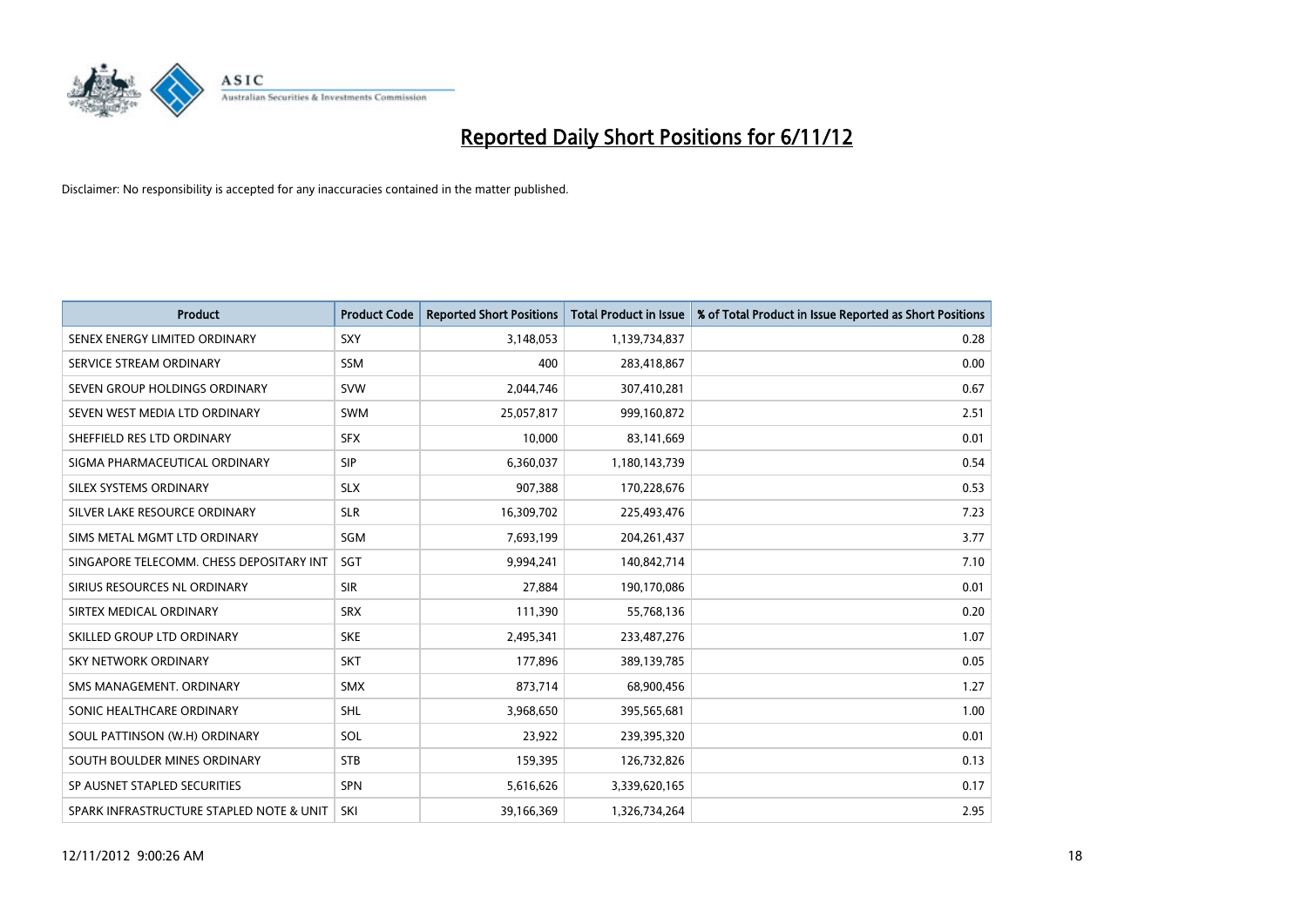# Reported Daily Short Positions for 6/11/12

Disclaimer: No responsibility is accepted for any inaccuracies contained in the matter published.

| Product | Product Code | Reported Short Positions | Total Product in Issue | % of Total Product in Issue Reported as Short Positions |
|---|---|---|---|---|
| SENEX ENERGY LIMITED ORDINARY | SXY | 3,148,053 | 1,139,734,837 | 0.28 |
| SERVICE STREAM ORDINARY | SSM | 400 | 283,418,867 | 0.00 |
| SEVEN GROUP HOLDINGS ORDINARY | SVW | 2,044,746 | 307,410,281 | 0.67 |
| SEVEN WEST MEDIA LTD ORDINARY | SWM | 25,057,817 | 999,160,872 | 2.51 |
| SHEFFIELD RES LTD ORDINARY | SFX | 10,000 | 83,141,669 | 0.01 |
| SIGMA PHARMACEUTICAL ORDINARY | SIP | 6,360,037 | 1,180,143,739 | 0.54 |
| SILEX SYSTEMS ORDINARY | SLX | 907,388 | 170,228,676 | 0.53 |
| SILVER LAKE RESOURCE ORDINARY | SLR | 16,309,702 | 225,493,476 | 7.23 |
| SIMS METAL MGMT LTD ORDINARY | SGM | 7,693,199 | 204,261,437 | 3.77 |
| SINGAPORE TELECOMM. CHESS DEPOSITARY INT | SGT | 9,994,241 | 140,842,714 | 7.10 |
| SIRIUS RESOURCES NL ORDINARY | SIR | 27,884 | 190,170,086 | 0.01 |
| SIRTEX MEDICAL ORDINARY | SRX | 111,390 | 55,768,136 | 0.20 |
| SKILLED GROUP LTD ORDINARY | SKE | 2,495,341 | 233,487,276 | 1.07 |
| SKY NETWORK ORDINARY | SKT | 177,896 | 389,139,785 | 0.05 |
| SMS MANAGEMENT. ORDINARY | SMX | 873,714 | 68,900,456 | 1.27 |
| SONIC HEALTHCARE ORDINARY | SHL | 3,968,650 | 395,565,681 | 1.00 |
| SOUL PATTINSON (W.H) ORDINARY | SOL | 23,922 | 239,395,320 | 0.01 |
| SOUTH BOULDER MINES ORDINARY | STB | 159,395 | 126,732,826 | 0.13 |
| SP AUSNET STAPLED SECURITIES | SPN | 5,616,626 | 3,339,620,165 | 0.17 |
| SPARK INFRASTRUCTURE STAPLED NOTE & UNIT | SKI | 39,166,369 | 1,326,734,264 | 2.95 |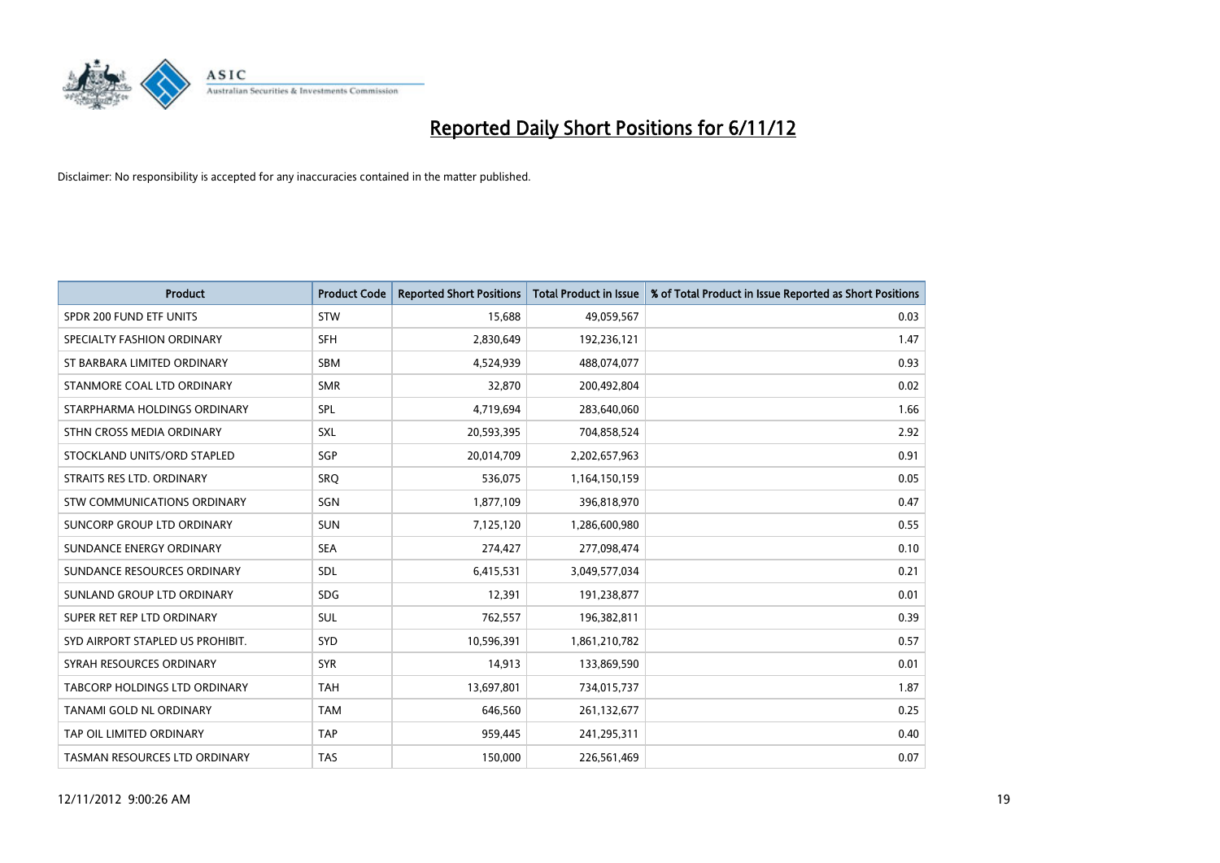# Reported Daily Short Positions for 6/11/12

Disclaimer: No responsibility is accepted for any inaccuracies contained in the matter published.

| Product | Product Code | Reported Short Positions | Total Product in Issue | % of Total Product in Issue Reported as Short Positions |
|---|---|---|---|---|
| SPDR 200 FUND ETF UNITS | STW | 15,688 | 49,059,567 | 0.03 |
| SPECIALTY FASHION ORDINARY | SFH | 2,830,649 | 192,236,121 | 1.47 |
| ST BARBARA LIMITED ORDINARY | SBM | 4,524,939 | 488,074,077 | 0.93 |
| STANMORE COAL LTD ORDINARY | SMR | 32,870 | 200,492,804 | 0.02 |
| STARPHARMA HOLDINGS ORDINARY | SPL | 4,719,694 | 283,640,060 | 1.66 |
| STHN CROSS MEDIA ORDINARY | SXL | 20,593,395 | 704,858,524 | 2.92 |
| STOCKLAND UNITS/ORD STAPLED | SGP | 20,014,709 | 2,202,657,963 | 0.91 |
| STRAITS RES LTD. ORDINARY | SRQ | 536,075 | 1,164,150,159 | 0.05 |
| STW COMMUNICATIONS ORDINARY | SGN | 1,877,109 | 396,818,970 | 0.47 |
| SUNCORP GROUP LTD ORDINARY | SUN | 7,125,120 | 1,286,600,980 | 0.55 |
| SUNDANCE ENERGY ORDINARY | SEA | 274,427 | 277,098,474 | 0.10 |
| SUNDANCE RESOURCES ORDINARY | SDL | 6,415,531 | 3,049,577,034 | 0.21 |
| SUNLAND GROUP LTD ORDINARY | SDG | 12,391 | 191,238,877 | 0.01 |
| SUPER RET REP LTD ORDINARY | SUL | 762,557 | 196,382,811 | 0.39 |
| SYD AIRPORT STAPLED US PROHIBIT. | SYD | 10,596,391 | 1,861,210,782 | 0.57 |
| SYRAH RESOURCES ORDINARY | SYR | 14,913 | 133,869,590 | 0.01 |
| TABCORP HOLDINGS LTD ORDINARY | TAH | 13,697,801 | 734,015,737 | 1.87 |
| TANAMI GOLD NL ORDINARY | TAM | 646,560 | 261,132,677 | 0.25 |
| TAP OIL LIMITED ORDINARY | TAP | 959,445 | 241,295,311 | 0.40 |
| TASMAN RESOURCES LTD ORDINARY | TAS | 150,000 | 226,561,469 | 0.07 |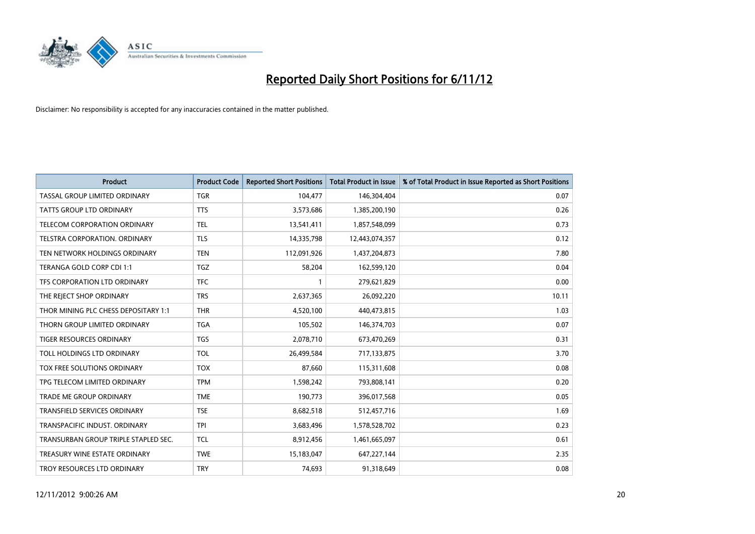# Reported Daily Short Positions for 6/11/12

Disclaimer: No responsibility is accepted for any inaccuracies contained in the matter published.

| Product | Product Code | Reported Short Positions | Total Product in Issue | % of Total Product in Issue Reported as Short Positions |
|---|---|---|---|---|
| TASSAL GROUP LIMITED ORDINARY | TGR | 104,477 | 146,304,404 | 0.07 |
| TATTS GROUP LTD ORDINARY | TTS | 3,573,686 | 1,385,200,190 | 0.26 |
| TELECOM CORPORATION ORDINARY | TEL | 13,541,411 | 1,857,548,099 | 0.73 |
| TELSTRA CORPORATION. ORDINARY | TLS | 14,335,798 | 12,443,074,357 | 0.12 |
| TEN NETWORK HOLDINGS ORDINARY | TEN | 112,091,926 | 1,437,204,873 | 7.80 |
| TERANGA GOLD CORP CDI 1:1 | TGZ | 58,204 | 162,599,120 | 0.04 |
| TFS CORPORATION LTD ORDINARY | TFC | 1 | 279,621,829 | 0.00 |
| THE REJECT SHOP ORDINARY | TRS | 2,637,365 | 26,092,220 | 10.11 |
| THOR MINING PLC CHESS DEPOSITARY 1:1 | THR | 4,520,100 | 440,473,815 | 1.03 |
| THORN GROUP LIMITED ORDINARY | TGA | 105,502 | 146,374,703 | 0.07 |
| TIGER RESOURCES ORDINARY | TGS | 2,078,710 | 673,470,269 | 0.31 |
| TOLL HOLDINGS LTD ORDINARY | TOL | 26,499,584 | 717,133,875 | 3.70 |
| TOX FREE SOLUTIONS ORDINARY | TOX | 87,660 | 115,311,608 | 0.08 |
| TPG TELECOM LIMITED ORDINARY | TPM | 1,598,242 | 793,808,141 | 0.20 |
| TRADE ME GROUP ORDINARY | TME | 190,773 | 396,017,568 | 0.05 |
| TRANSFIELD SERVICES ORDINARY | TSE | 8,682,518 | 512,457,716 | 1.69 |
| TRANSPACIFIC INDUST. ORDINARY | TPI | 3,683,496 | 1,578,528,702 | 0.23 |
| TRANSURBAN GROUP TRIPLE STAPLED SEC. | TCL | 8,912,456 | 1,461,665,097 | 0.61 |
| TREASURY WINE ESTATE ORDINARY | TWE | 15,183,047 | 647,227,144 | 2.35 |
| TROY RESOURCES LTD ORDINARY | TRY | 74,693 | 91,318,649 | 0.08 |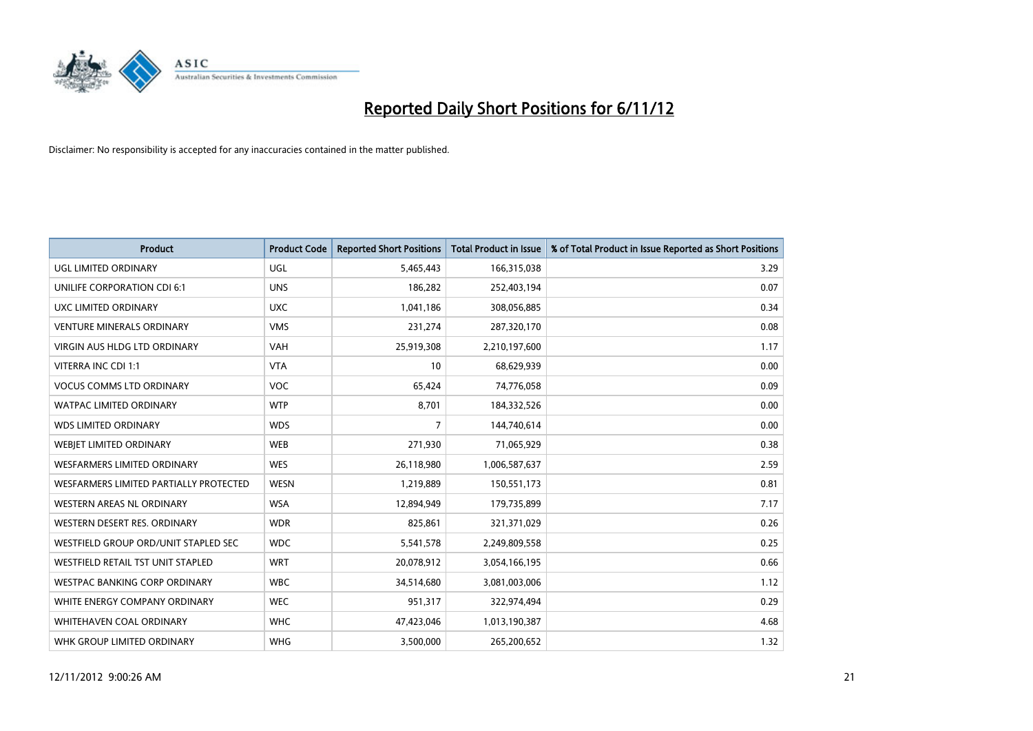# Reported Daily Short Positions for 6/11/12

Disclaimer: No responsibility is accepted for any inaccuracies contained in the matter published.

| Product | Product Code | Reported Short Positions | Total Product in Issue | % of Total Product in Issue Reported as Short Positions |
|---|---|---|---|---|
| UGL LIMITED ORDINARY | UGL | 5,465,443 | 166,315,038 | 3.29 |
| UNILIFE CORPORATION CDI 6:1 | UNS | 186,282 | 252,403,194 | 0.07 |
| UXC LIMITED ORDINARY | UXC | 1,041,186 | 308,056,885 | 0.34 |
| VENTURE MINERALS ORDINARY | VMS | 231,274 | 287,320,170 | 0.08 |
| VIRGIN AUS HLDG LTD ORDINARY | VAH | 25,919,308 | 2,210,197,600 | 1.17 |
| VITERRA INC CDI 1:1 | VTA | 10 | 68,629,939 | 0.00 |
| VOCUS COMMS LTD ORDINARY | VOC | 65,424 | 74,776,058 | 0.09 |
| WATPAC LIMITED ORDINARY | WTP | 8,701 | 184,332,526 | 0.00 |
| WDS LIMITED ORDINARY | WDS | 7 | 144,740,614 | 0.00 |
| WEBJET LIMITED ORDINARY | WEB | 271,930 | 71,065,929 | 0.38 |
| WESFARMERS LIMITED ORDINARY | WES | 26,118,980 | 1,006,587,637 | 2.59 |
| WESFARMERS LIMITED PARTIALLY PROTECTED | WESN | 1,219,889 | 150,551,173 | 0.81 |
| WESTERN AREAS NL ORDINARY | WSA | 12,894,949 | 179,735,899 | 7.17 |
| WESTERN DESERT RES. ORDINARY | WDR | 825,861 | 321,371,029 | 0.26 |
| WESTFIELD GROUP ORD/UNIT STAPLED SEC | WDC | 5,541,578 | 2,249,809,558 | 0.25 |
| WESTFIELD RETAIL TST UNIT STAPLED | WRT | 20,078,912 | 3,054,166,195 | 0.66 |
| WESTPAC BANKING CORP ORDINARY | WBC | 34,514,680 | 3,081,003,006 | 1.12 |
| WHITE ENERGY COMPANY ORDINARY | WEC | 951,317 | 322,974,494 | 0.29 |
| WHITEHAVEN COAL ORDINARY | WHC | 47,423,046 | 1,013,190,387 | 4.68 |
| WHK GROUP LIMITED ORDINARY | WHG | 3,500,000 | 265,200,652 | 1.32 |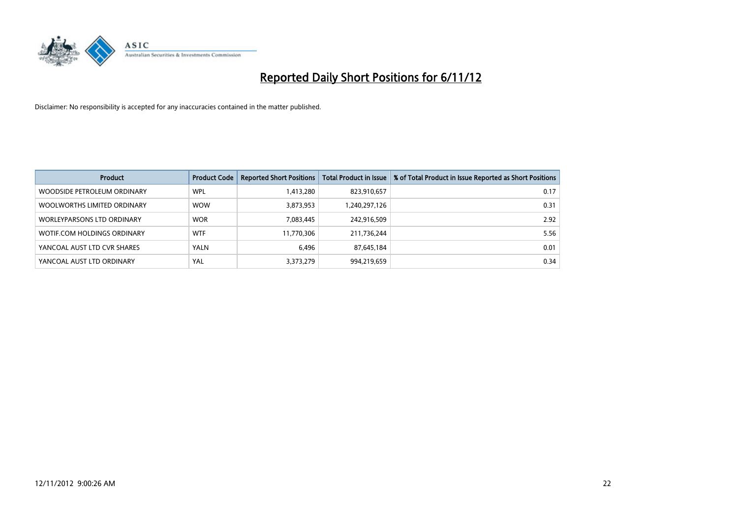# Reported Daily Short Positions for 6/11/12

Disclaimer: No responsibility is accepted for any inaccuracies contained in the matter published.

| Product | Product Code | Reported Short Positions | Total Product in Issue | % of Total Product in Issue Reported as Short Positions |
|---|---|---|---|---|
| WOODSIDE PETROLEUM ORDINARY | WPL | 1,413,280 | 823,910,657 | 0.17 |
| WOOLWORTHS LIMITED ORDINARY | WOW | 3,873,953 | 1,240,297,126 | 0.31 |
| WORLEYPARSONS LTD ORDINARY | WOR | 7,083,445 | 242,916,509 | 2.92 |
| WOTIF.COM HOLDINGS ORDINARY | WTF | 11,770,306 | 211,736,244 | 5.56 |
| YANCOAL AUST LTD CVR SHARES | YALN | 6,496 | 87,645,184 | 0.01 |
| YANCOAL AUST LTD ORDINARY | YAL | 3,373,279 | 994,219,659 | 0.34 |

12/11/2012 9:00:26 AM